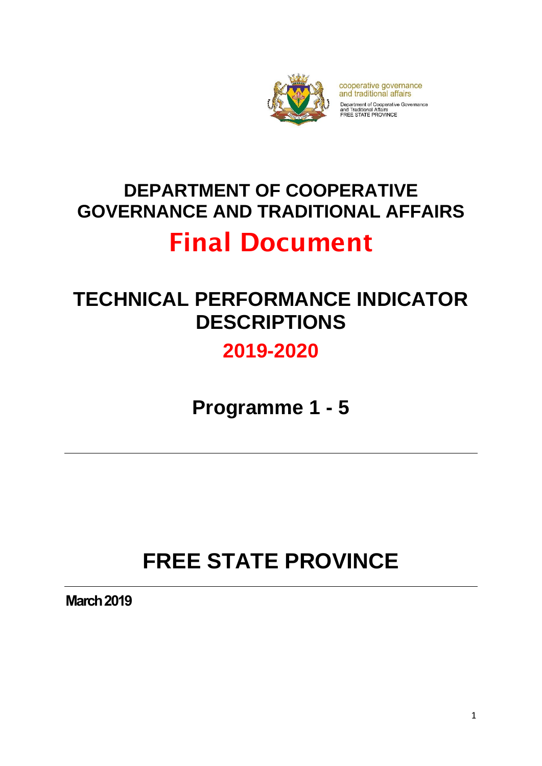cooperative governance
and traditional affairs

Department of Cooperative Governance
and Traditional Affairs
FREE STATE PROVINCE

# DEPARTMENT OF COOPERATIVE GOVERNANCE AND TRADITIONAL AFFAIRS

# Final Document

# TECHNICAL PERFORMANCE INDICATOR DESCRIPTIONS

## 2019-2020

## Programme 1 - 5

---

# FREE STATE PROVINCE

---

**March 2019**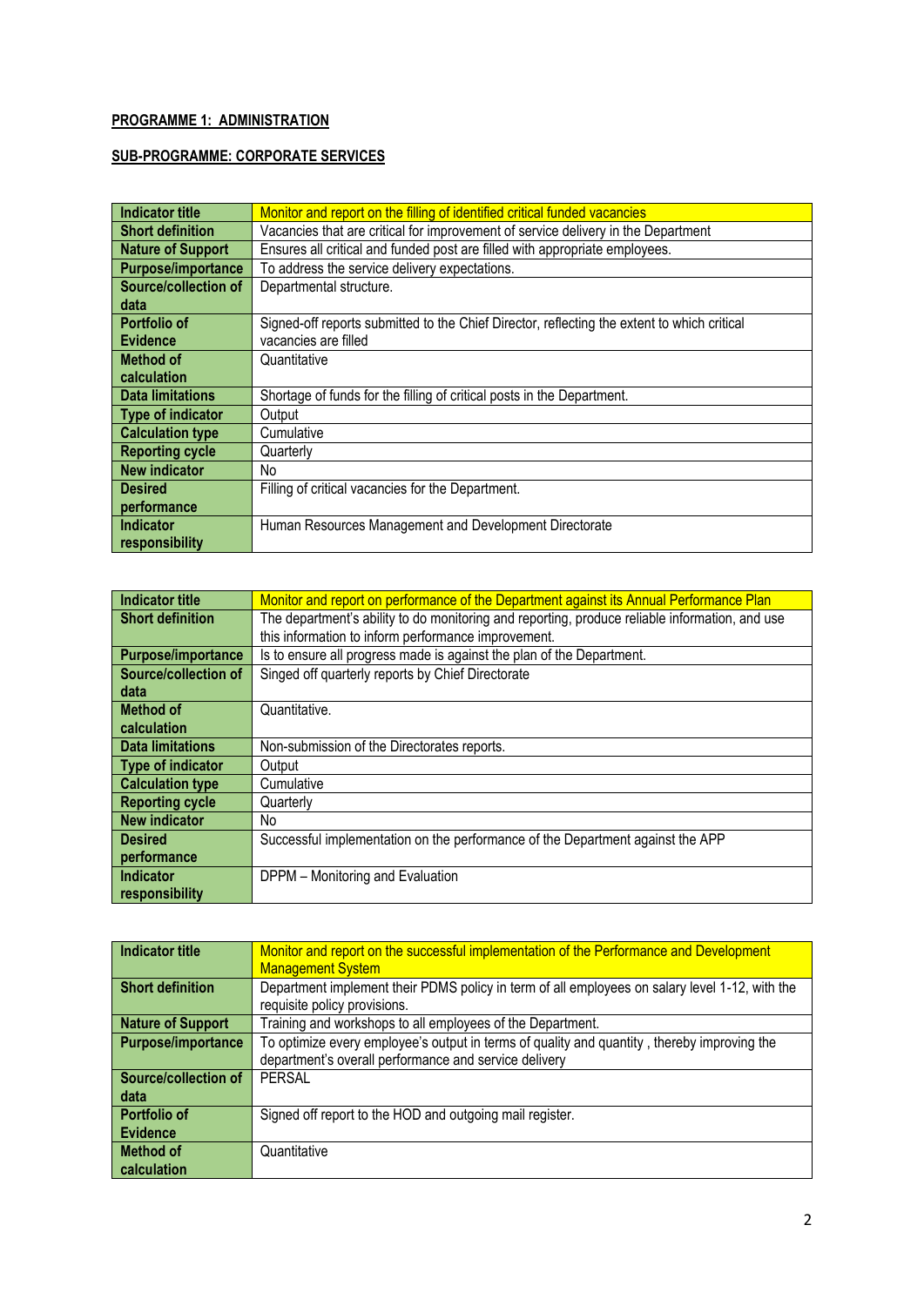**PROGRAMME 1: ADMINISTRATION**

**SUB-PROGRAMME: CORPORATE SERVICES**

| **Indicator title** | Monitor and report on the filling of identified critical funded vacancies |
|---|---|
| **Short definition** | Vacancies that are critical for improvement of service delivery in the Department |
| **Nature of Support** | Ensures all critical and funded post are filled with appropriate employees. |
| **Purpose/importance** | To address the service delivery expectations. |
| **Source/collection of data** | Departmental structure. |
| **Portfolio of Evidence** | Signed-off reports submitted to the Chief Director, reflecting the extent to which critical vacancies are filled |
| **Method of calculation** | Quantitative |
| **Data limitations** | Shortage of funds for the filling of critical posts in the Department. |
| **Type of indicator** | Output |
| **Calculation type** | Cumulative |
| **Reporting cycle** | Quarterly |
| **New indicator** | No |
| **Desired performance** | Filling of critical vacancies for the Department. |
| **Indicator responsibility** | Human Resources Management and Development Directorate |

| **Indicator title** | Monitor and report on performance of the Department against its Annual Performance Plan |
|---|---|
| **Short definition** | The department's ability to do monitoring and reporting, produce reliable information, and use this information to inform performance improvement. |
| **Purpose/importance** | Is to ensure all progress made is against the plan of the Department. |
| **Source/collection of data** | Singed off quarterly reports by Chief Directorate |
| **Method of calculation** | Quantitative. |
| **Data limitations** | Non-submission of the Directorates reports. |
| **Type of indicator** | Output |
| **Calculation type** | Cumulative |
| **Reporting cycle** | Quarterly |
| **New indicator** | No |
| **Desired performance** | Successful implementation on the performance of the Department against the APP |
| **Indicator responsibility** | DPPM – Monitoring and Evaluation |

| **Indicator title** | Monitor and report on the successful implementation of the Performance and Development Management System |
|---|---|
| **Short definition** | Department implement their PDMS policy in term of all employees on salary level 1-12, with the requisite policy provisions. |
| **Nature of Support** | Training and workshops to all employees of the Department. |
| **Purpose/importance** | To optimize every employee's output in terms of quality and quantity , thereby improving the department's overall performance and service delivery |
| **Source/collection of data** | PERSAL |
| **Portfolio of Evidence** | Signed off report to the HOD and outgoing mail register. |
| **Method of calculation** | Quantitative |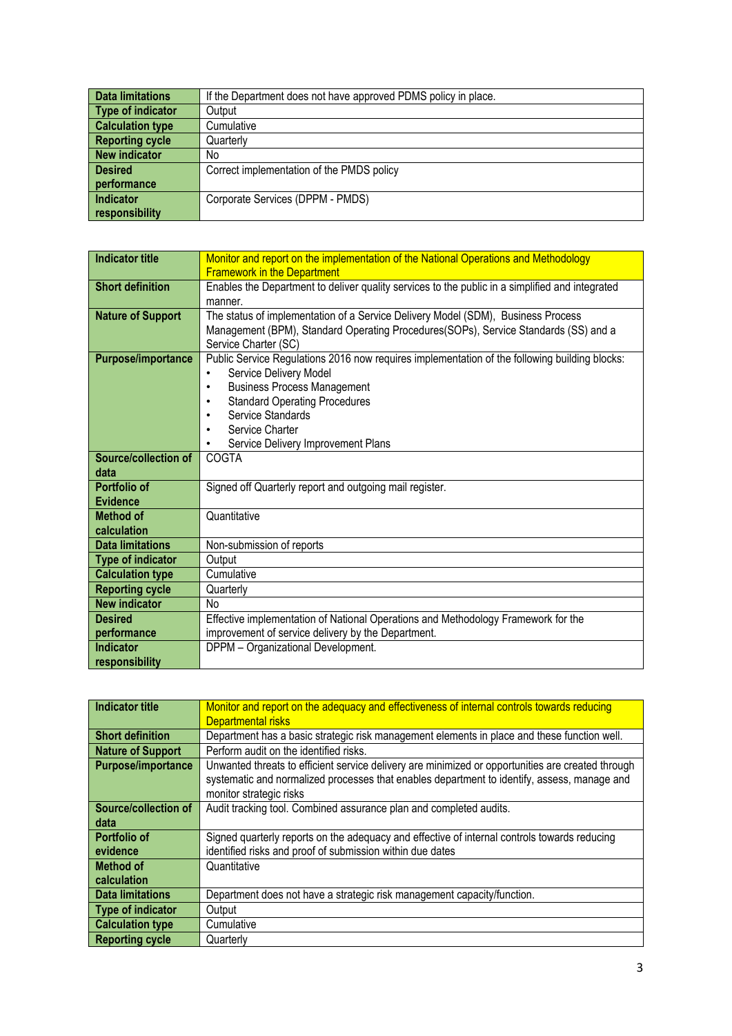| Data limitations | If the Department does not have approved PDMS policy in place. |
|---|---|
| Type of indicator | Output |
| Calculation type | Cumulative |
| Reporting cycle | Quarterly |
| New indicator | No |
| Desired performance | Correct implementation of the PMDS policy |
| Indicator responsibility | Corporate Services (DPPM - PMDS) |

| Indicator title | Monitor and report on the implementation of the National Operations and Methodology Framework in the Department |
|---|---|
| Short definition | Enables the Department to deliver quality services to the public in a simplified and integrated manner. |
| Nature of Support | The status of implementation of a Service Delivery Model (SDM), Business Process Management (BPM), Standard Operating Procedures(SOPs), Service Standards (SS) and a Service Charter (SC) |
| Purpose/importance | Public Service Regulations 2016 now requires implementation of the following building blocks:<br>• Service Delivery Model<br>• Business Process Management<br>• Standard Operating Procedures<br>• Service Standards<br>• Service Charter<br>• Service Delivery Improvement Plans |
| Source/collection of data | COGTA |
| Portfolio of Evidence | Signed off Quarterly report and outgoing mail register. |
| Method of calculation | Quantitative |
| Data limitations | Non-submission of reports |
| Type of indicator | Output |
| Calculation type | Cumulative |
| Reporting cycle | Quarterly |
| New indicator | No |
| Desired performance | Effective implementation of National Operations and Methodology Framework for the improvement of service delivery by the Department. |
| Indicator responsibility | DPPM – Organizational Development. |

| Indicator title | Monitor and report on the adequacy and effectiveness of internal controls towards reducing Departmental risks |
|---|---|
| Short definition | Department has a basic strategic risk management elements in place and these function well. |
| Nature of Support | Perform audit on the identified risks. |
| Purpose/importance | Unwanted threats to efficient service delivery are minimized or opportunities are created through systematic and normalized processes that enables department to identify, assess, manage and monitor strategic risks |
| Source/collection of data | Audit tracking tool. Combined assurance plan and completed audits. |
| Portfolio of evidence | Signed quarterly reports on the adequacy and effective of internal controls towards reducing identified risks and proof of submission within due dates |
| Method of calculation | Quantitative |
| Data limitations | Department does not have a strategic risk management capacity/function. |
| Type of indicator | Output |
| Calculation type | Cumulative |
| Reporting cycle | Quarterly |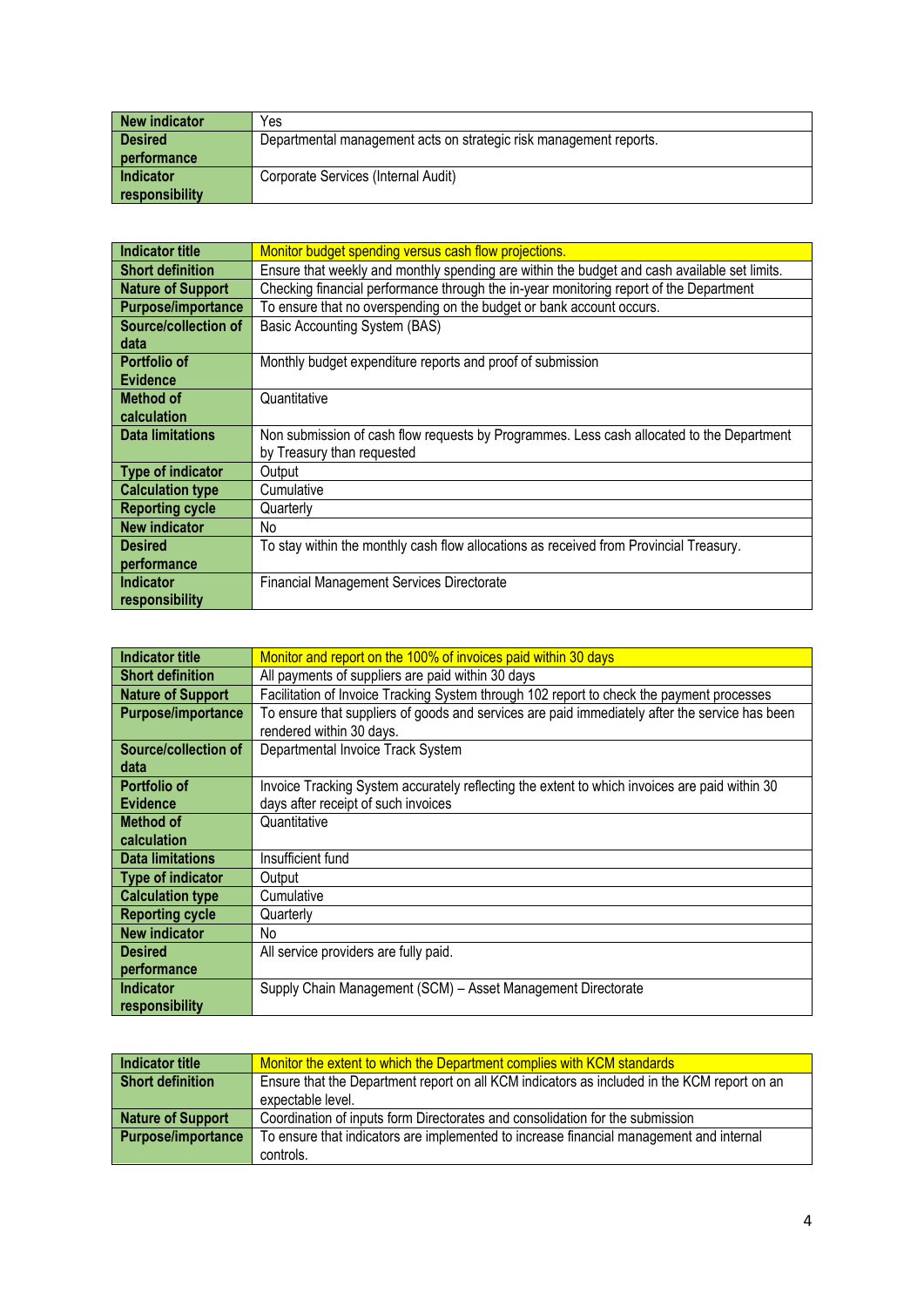| New indicator | Yes |
| --- | --- |
| Desired performance | Departmental management acts on strategic risk management reports. |
| Indicator responsibility | Corporate Services (Internal Audit) |

| Indicator title | Monitor budget spending versus cash flow projections. |
| --- | --- |
| Short definition | Ensure that weekly and monthly spending are within the budget and cash available set limits. |
| Nature of Support | Checking financial performance through the in-year monitoring report of the Department |
| Purpose/importance | To ensure that no overspending on the budget or bank account occurs. |
| Source/collection of data | Basic Accounting System (BAS) |
| Portfolio of Evidence | Monthly budget expenditure reports and proof of submission |
| Method of calculation | Quantitative |
| Data limitations | Non submission of cash flow requests by Programmes. Less cash allocated to the Department by Treasury than requested |
| Type of indicator | Output |
| Calculation type | Cumulative |
| Reporting cycle | Quarterly |
| New indicator | No |
| Desired performance | To stay within the monthly cash flow allocations as received from Provincial Treasury. |
| Indicator responsibility | Financial Management Services Directorate |

| Indicator title | Monitor and report on the 100% of invoices paid within 30 days |
| --- | --- |
| Short definition | All payments of suppliers are paid within 30 days |
| Nature of Support | Facilitation of Invoice Tracking System through 102 report to check the payment processes |
| Purpose/importance | To ensure that suppliers of goods and services are paid immediately after the service has been rendered within 30 days. |
| Source/collection of data | Departmental Invoice Track System |
| Portfolio of Evidence | Invoice Tracking System accurately reflecting the extent to which invoices are paid within 30 days after receipt of such invoices |
| Method of calculation | Quantitative |
| Data limitations | Insufficient fund |
| Type of indicator | Output |
| Calculation type | Cumulative |
| Reporting cycle | Quarterly |
| New indicator | No |
| Desired performance | All service providers are fully paid. |
| Indicator responsibility | Supply Chain Management (SCM) – Asset Management Directorate |

| Indicator title | Monitor the extent to which the Department complies with KCM standards |
| --- | --- |
| Short definition | Ensure that the Department report on all KCM indicators as included in the KCM report on an expectable level. |
| Nature of Support | Coordination of inputs form Directorates and consolidation for the submission |
| Purpose/importance | To ensure that indicators are implemented to increase financial management and internal controls. |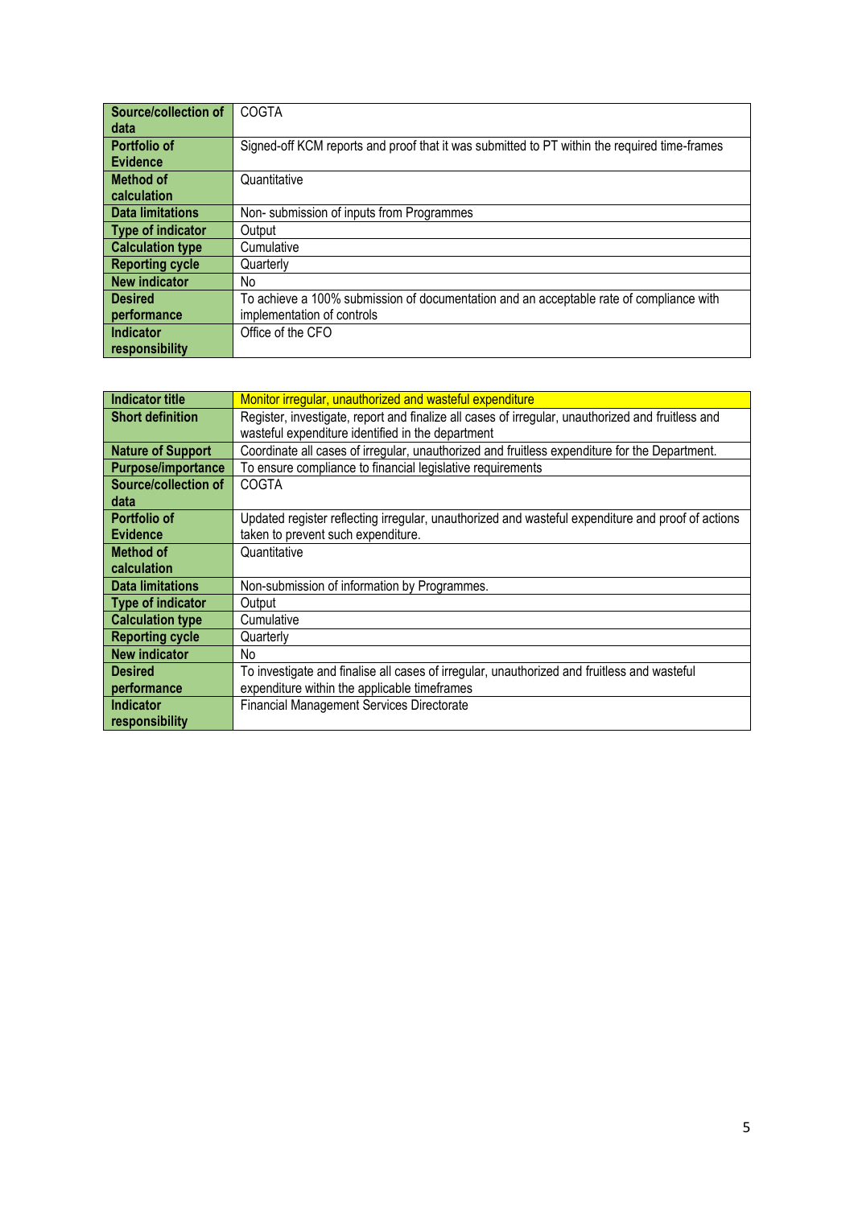| Source/collection of data | COGTA |
|---|---|
| Portfolio of Evidence | Signed-off KCM reports and proof that it was submitted to PT within the required time-frames |
| Method of calculation | Quantitative |
| Data limitations | Non- submission of inputs from Programmes |
| Type of indicator | Output |
| Calculation type | Cumulative |
| Reporting cycle | Quarterly |
| New indicator | No |
| Desired performance | To achieve a 100% submission of documentation and an acceptable rate of compliance with implementation of controls |
| Indicator responsibility | Office of the CFO |

| Indicator title | Monitor irregular, unauthorized and wasteful expenditure |
|---|---|
| Short definition | Register, investigate, report and finalize all cases of irregular, unauthorized and fruitless and wasteful expenditure identified in the department |
| Nature of Support | Coordinate all cases of irregular, unauthorized and fruitless expenditure for the Department. |
| Purpose/importance | To ensure compliance to financial legislative requirements |
| Source/collection of data | COGTA |
| Portfolio of Evidence | Updated register reflecting irregular, unauthorized and wasteful expenditure and proof of actions taken to prevent such expenditure. |
| Method of calculation | Quantitative |
| Data limitations | Non-submission of information by Programmes. |
| Type of indicator | Output |
| Calculation type | Cumulative |
| Reporting cycle | Quarterly |
| New indicator | No |
| Desired performance | To investigate and finalise all cases of irregular, unauthorized and fruitless and wasteful expenditure within the applicable timeframes |
| Indicator responsibility | Financial Management Services Directorate |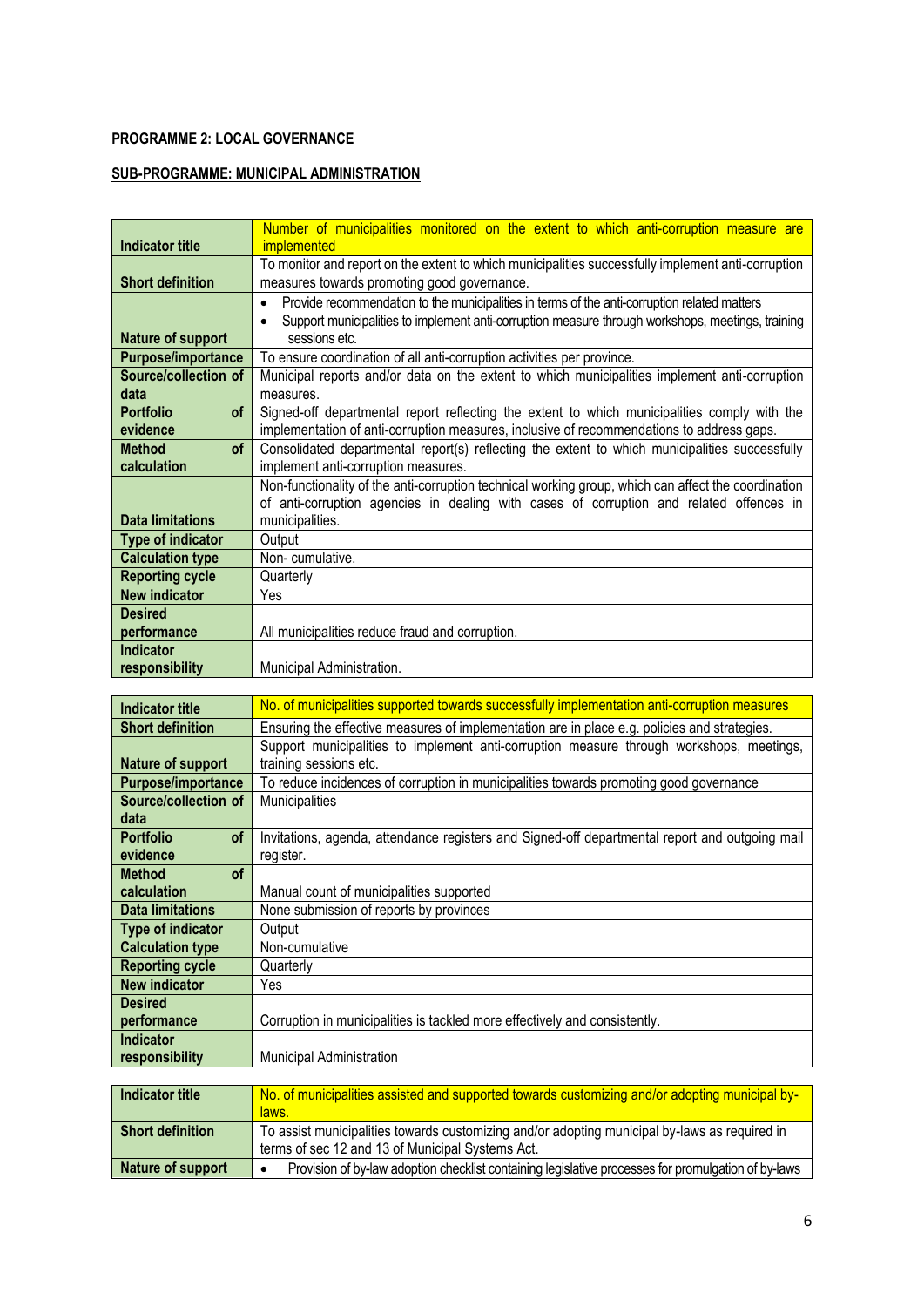**PROGRAMME 2: LOCAL GOVERNANCE**

**SUB-PROGRAMME: MUNICIPAL ADMINISTRATION**

| **Indicator title** | Number of municipalities monitored on the extent to which anti-corruption measure are implemented |
|---|---|
| **Short definition** | To monitor and report on the extent to which municipalities successfully implement anti-corruption measures towards promoting good governance. |
| **Nature of support** | • Provide recommendation to the municipalities in terms of the anti-corruption related matters<br>• Support municipalities to implement anti-corruption measure through workshops, meetings, training sessions etc. |
| **Purpose/importance** | To ensure coordination of all anti-corruption activities per province. |
| **Source/collection of data** | Municipal reports and/or data on the extent to which municipalities implement anti-corruption measures. |
| **Portfolio of evidence** | Signed-off departmental report reflecting the extent to which municipalities comply with the implementation of anti-corruption measures, inclusive of recommendations to address gaps. |
| **Method of calculation** | Consolidated departmental report(s) reflecting the extent to which municipalities successfully implement anti-corruption measures. |
| **Data limitations** | Non-functionality of the anti-corruption technical working group, which can affect the coordination of anti-corruption agencies in dealing with cases of corruption and related offences in municipalities. |
| **Type of indicator** | Output |
| **Calculation type** | Non- cumulative. |
| **Reporting cycle** | Quarterly |
| **New indicator** | Yes |
| **Desired performance** | All municipalities reduce fraud and corruption. |
| **Indicator responsibility** | Municipal Administration. |

| **Indicator title** | No. of municipalities supported towards successfully implementation anti-corruption measures |
|---|---|
| **Short definition** | Ensuring the effective measures of implementation are in place e.g. policies and strategies. |
| **Nature of support** | Support municipalities to implement anti-corruption measure through workshops, meetings, training sessions etc. |
| **Purpose/importance** | To reduce incidences of corruption in municipalities towards promoting good governance |
| **Source/collection of data** | Municipalities |
| **Portfolio of evidence** | Invitations, agenda, attendance registers and Signed-off departmental report and outgoing mail register. |
| **Method of calculation** | Manual count of municipalities supported |
| **Data limitations** | None submission of reports by provinces |
| **Type of indicator** | Output |
| **Calculation type** | Non-cumulative |
| **Reporting cycle** | Quarterly |
| **New indicator** | Yes |
| **Desired performance** | Corruption in municipalities is tackled more effectively and consistently. |
| **Indicator responsibility** | Municipal Administration |

| **Indicator title** | No. of municipalities assisted and supported towards customizing and/or adopting municipal by-laws. |
|---|---|
| **Short definition** | To assist municipalities towards customizing and/or adopting municipal by-laws as required in terms of sec 12 and 13 of Municipal Systems Act. |
| **Nature of support** | • Provision of by-law adoption checklist containing legislative processes for promulgation of by-laws |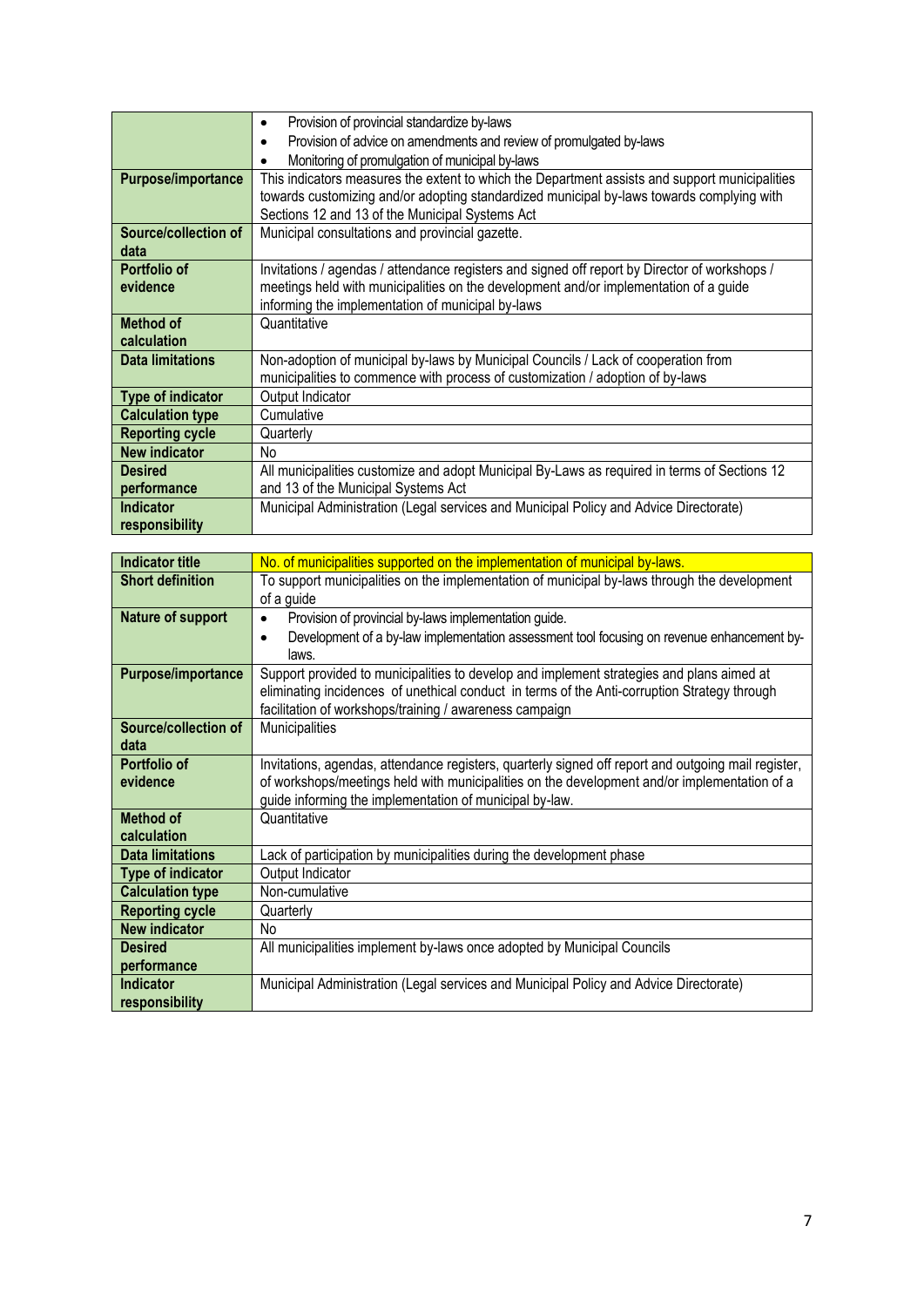| | |
|---|---|
| | • Provision of provincial standardize by-laws<br>• Provision of advice on amendments and review of promulgated by-laws<br>• Monitoring of promulgation of municipal by-laws |
| **Purpose/importance** | This indicators measures the extent to which the Department assists and support municipalities towards customizing and/or adopting standardized municipal by-laws towards complying with Sections 12 and 13 of the Municipal Systems Act |
| **Source/collection of data** | Municipal consultations and provincial gazette. |
| **Portfolio of evidence** | Invitations / agendas / attendance registers and signed off report by Director of workshops / meetings held with municipalities on the development and/or implementation of a guide informing the implementation of municipal by-laws |
| **Method of calculation** | Quantitative |
| **Data limitations** | Non-adoption of municipal by-laws by Municipal Councils / Lack of cooperation from municipalities to commence with process of customization / adoption of by-laws |
| **Type of indicator** | Output Indicator |
| **Calculation type** | Cumulative |
| **Reporting cycle** | Quarterly |
| **New indicator** | No |
| **Desired performance** | All municipalities customize and adopt Municipal By-Laws as required in terms of Sections 12 and 13 of the Municipal Systems Act |
| **Indicator responsibility** | Municipal Administration (Legal services and Municipal Policy and Advice Directorate) |

| **Indicator title** | No. of municipalities supported on the implementation of municipal by-laws. |
|---|---|
| **Short definition** | To support municipalities on the implementation of municipal by-laws through the development of a guide |
| **Nature of support** | • Provision of provincial by-laws implementation guide.<br>• Development of a by-law implementation assessment tool focusing on revenue enhancement by-laws. |
| **Purpose/importance** | Support provided to municipalities to develop and implement strategies and plans aimed at eliminating incidences of unethical conduct in terms of the Anti-corruption Strategy through facilitation of workshops/training / awareness campaign |
| **Source/collection of data** | Municipalities |
| **Portfolio of evidence** | Invitations, agendas, attendance registers, quarterly signed off report and outgoing mail register, of workshops/meetings held with municipalities on the development and/or implementation of a guide informing the implementation of municipal by-law. |
| **Method of calculation** | Quantitative |
| **Data limitations** | Lack of participation by municipalities during the development phase |
| **Type of indicator** | Output Indicator |
| **Calculation type** | Non-cumulative |
| **Reporting cycle** | Quarterly |
| **New indicator** | No |
| **Desired performance** | All municipalities implement by-laws once adopted by Municipal Councils |
| **Indicator responsibility** | Municipal Administration (Legal services and Municipal Policy and Advice Directorate) |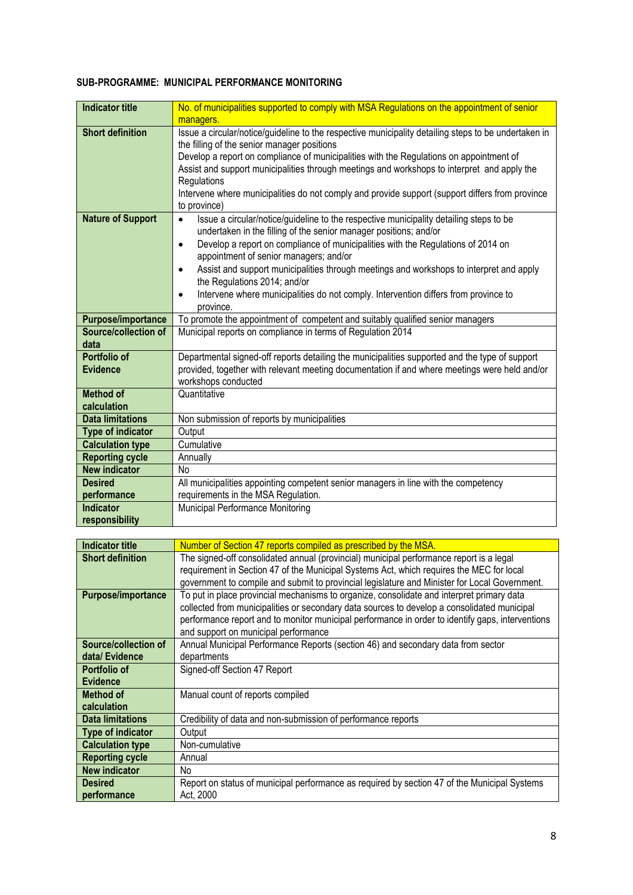**SUB-PROGRAMME: MUNICIPAL PERFORMANCE MONITORING**

| Indicator title | No. of municipalities supported to comply with MSA Regulations on the appointment of senior managers. |
|---|---|
| Short definition | Issue a circular/notice/guideline to the respective municipality detailing steps to be undertaken in the filling of the senior manager positions<br>Develop a report on compliance of municipalities with the Regulations on appointment of<br>Assist and support municipalities through meetings and workshops to interpret and apply the Regulations<br>Intervene where municipalities do not comply and provide support (support differs from province to province) |
| Nature of Support | • Issue a circular/notice/guideline to the respective municipality detailing steps to be undertaken in the filling of the senior manager positions; and/or<br>• Develop a report on compliance of municipalities with the Regulations of 2014 on appointment of senior managers; and/or<br>• Assist and support municipalities through meetings and workshops to interpret and apply the Regulations 2014; and/or<br>• Intervene where municipalities do not comply. Intervention differs from province to province. |
| Purpose/importance | To promote the appointment of competent and suitably qualified senior managers |
| Source/collection of data | Municipal reports on compliance in terms of Regulation 2014 |
| Portfolio of Evidence | Departmental signed-off reports detailing the municipalities supported and the type of support provided, together with relevant meeting documentation if and where meetings were held and/or workshops conducted |
| Method of calculation | Quantitative |
| Data limitations | Non submission of reports by municipalities |
| Type of indicator | Output |
| Calculation type | Cumulative |
| Reporting cycle | Annually |
| New indicator | No |
| Desired performance | All municipalities appointing competent senior managers in line with the competency requirements in the MSA Regulation. |
| Indicator responsibility | Municipal Performance Monitoring |

| Indicator title | Number of Section 47 reports compiled as prescribed by the MSA. |
|---|---|
| Short definition | The signed-off consolidated annual (provincial) municipal performance report is a legal requirement in Section 47 of the Municipal Systems Act, which requires the MEC for local government to compile and submit to provincial legislature and Minister for Local Government. |
| Purpose/importance | To put in place provincial mechanisms to organize, consolidate and interpret primary data collected from municipalities or secondary data sources to develop a consolidated municipal performance report and to monitor municipal performance in order to identify gaps, interventions and support on municipal performance |
| Source/collection of data/ Evidence | Annual Municipal Performance Reports (section 46) and secondary data from sector departments |
| Portfolio of Evidence | Signed-off Section 47 Report |
| Method of calculation | Manual count of reports compiled |
| Data limitations | Credibility of data and non-submission of performance reports |
| Type of indicator | Output |
| Calculation type | Non-cumulative |
| Reporting cycle | Annual |
| New indicator | No |
| Desired performance | Report on status of municipal performance as required by section 47 of the Municipal Systems Act, 2000 |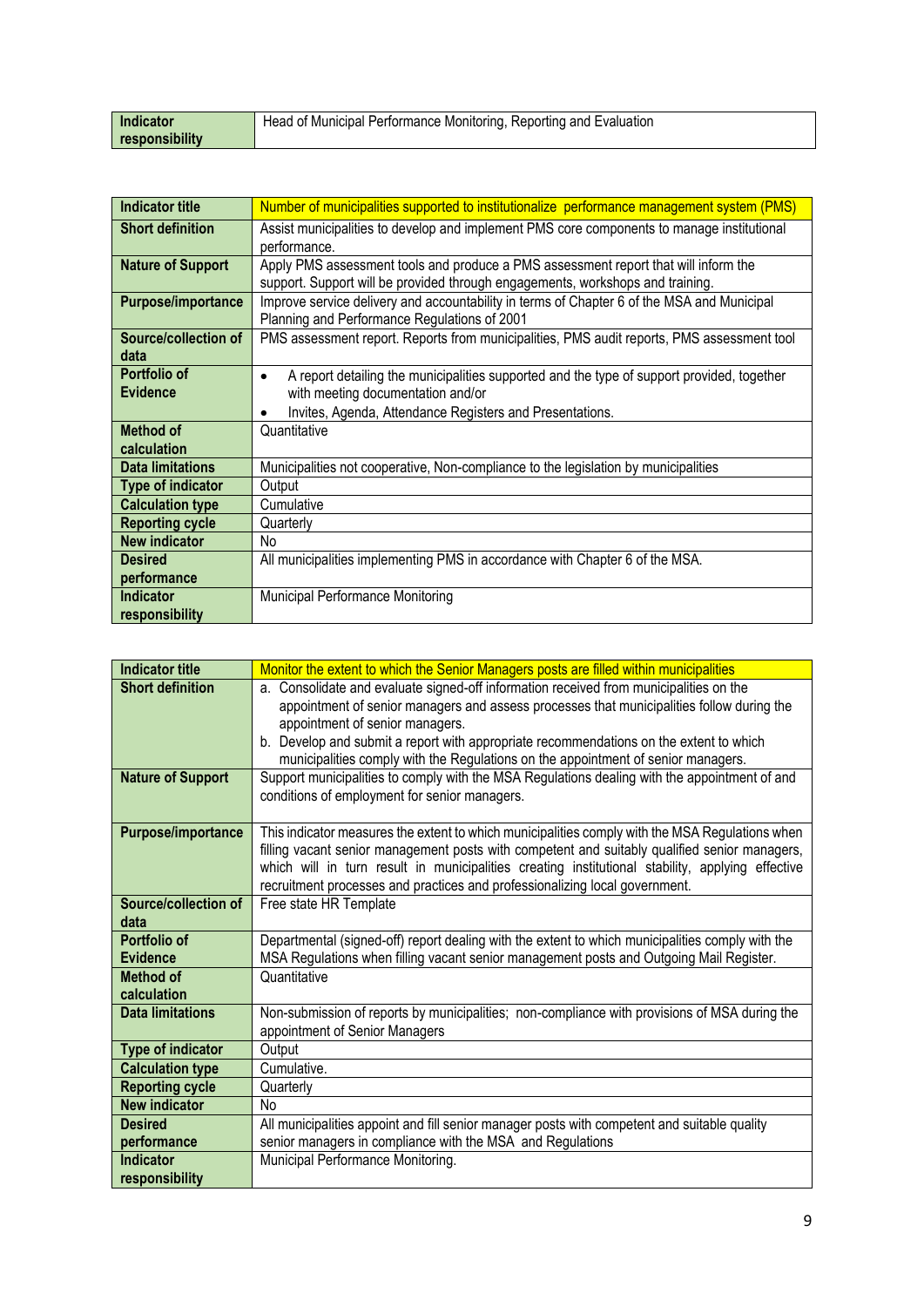| Indicator responsibility | Head of Municipal Performance Monitoring, Reporting and Evaluation |
|---|---|

| Indicator title | Number of municipalities supported to institutionalize performance management system (PMS) |
|---|---|
| Short definition | Assist municipalities to develop and implement PMS core components to manage institutional performance. |
| Nature of Support | Apply PMS assessment tools and produce a PMS assessment report that will inform the support. Support will be provided through engagements, workshops and training. |
| Purpose/importance | Improve service delivery and accountability in terms of Chapter 6 of the MSA and Municipal Planning and Performance Regulations of 2001 |
| Source/collection of data | PMS assessment report. Reports from municipalities, PMS audit reports, PMS assessment tool |
| Portfolio of Evidence | • A report detailing the municipalities supported and the type of support provided, together with meeting documentation and/or<br>• Invites, Agenda, Attendance Registers and Presentations. |
| Method of calculation | Quantitative |
| Data limitations | Municipalities not cooperative, Non-compliance to the legislation by municipalities |
| Type of indicator | Output |
| Calculation type | Cumulative |
| Reporting cycle | Quarterly |
| New indicator | No |
| Desired performance | All municipalities implementing PMS in accordance with Chapter 6 of the MSA. |
| Indicator responsibility | Municipal Performance Monitoring |

| Indicator title | Monitor the extent to which the Senior Managers posts are filled within municipalities |
|---|---|
| Short definition | a. Consolidate and evaluate signed-off information received from municipalities on the appointment of senior managers and assess processes that municipalities follow during the appointment of senior managers.<br>b. Develop and submit a report with appropriate recommendations on the extent to which municipalities comply with the Regulations on the appointment of senior managers. |
| Nature of Support | Support municipalities to comply with the MSA Regulations dealing with the appointment of and conditions of employment for senior managers. |
| Purpose/importance | This indicator measures the extent to which municipalities comply with the MSA Regulations when filling vacant senior management posts with competent and suitably qualified senior managers, which will in turn result in municipalities creating institutional stability, applying effective recruitment processes and practices and professionalizing local government. |
| Source/collection of data | Free state HR Template |
| Portfolio of Evidence | Departmental (signed-off) report dealing with the extent to which municipalities comply with the MSA Regulations when filling vacant senior management posts and Outgoing Mail Register. |
| Method of calculation | Quantitative |
| Data limitations | Non-submission of reports by municipalities; non-compliance with provisions of MSA during the appointment of Senior Managers |
| Type of indicator | Output |
| Calculation type | Cumulative. |
| Reporting cycle | Quarterly |
| New indicator | No |
| Desired performance | All municipalities appoint and fill senior manager posts with competent and suitable quality senior managers in compliance with the MSA and Regulations |
| Indicator responsibility | Municipal Performance Monitoring. |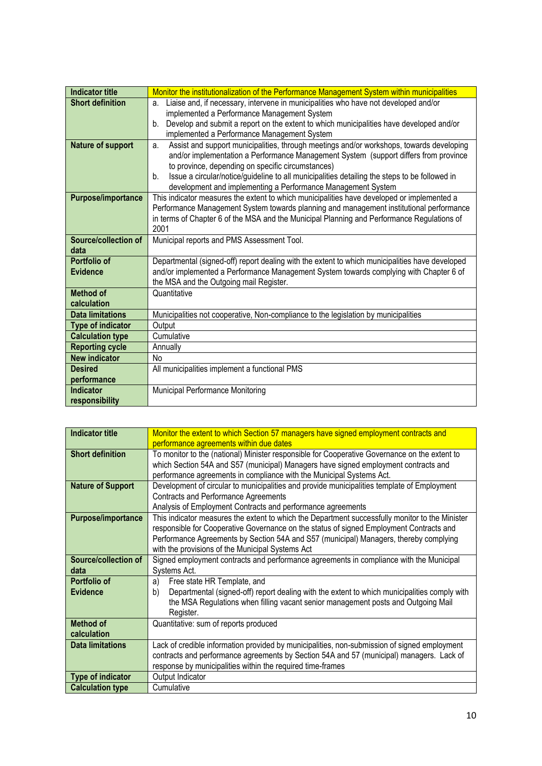| Indicator title | Monitor the institutionalization of the Performance Management System within municipalities |
|---|---|
| Short definition | a. Liaise and, if necessary, intervene in municipalities who have not developed and/or implemented a Performance Management System<br>b. Develop and submit a report on the extent to which municipalities have developed and/or implemented a Performance Management System |
| Nature of support | a. Assist and support municipalities, through meetings and/or workshops, towards developing and/or implementation a Performance Management System (support differs from province to province, depending on specific circumstances)<br>b. Issue a circular/notice/guideline to all municipalities detailing the steps to be followed in development and implementing a Performance Management System |
| Purpose/importance | This indicator measures the extent to which municipalities have developed or implemented a Performance Management System towards planning and management institutional performance in terms of Chapter 6 of the MSA and the Municipal Planning and Performance Regulations of 2001 |
| Source/collection of data | Municipal reports and PMS Assessment Tool. |
| Portfolio of Evidence | Departmental (signed-off) report dealing with the extent to which municipalities have developed and/or implemented a Performance Management System towards complying with Chapter 6 of the MSA and the Outgoing mail Register. |
| Method of calculation | Quantitative |
| Data limitations | Municipalities not cooperative, Non-compliance to the legislation by municipalities |
| Type of indicator | Output |
| Calculation type | Cumulative |
| Reporting cycle | Annually |
| New indicator | No |
| Desired performance | All municipalities implement a functional PMS |
| Indicator responsibility | Municipal Performance Monitoring |

| Indicator title | Monitor the extent to which Section 57 managers have signed employment contracts and performance agreements within due dates |
|---|---|
| Short definition | To monitor to the (national) Minister responsible for Cooperative Governance on the extent to which Section 54A and S57 (municipal) Managers have signed employment contracts and performance agreements in compliance with the Municipal Systems Act. |
| Nature of Support | Development of circular to municipalities and provide municipalities template of Employment Contracts and Performance Agreements<br>Analysis of Employment Contracts and performance agreements |
| Purpose/importance | This indicator measures the extent to which the Department successfully monitor to the Minister responsible for Cooperative Governance on the status of signed Employment Contracts and Performance Agreements by Section 54A and S57 (municipal) Managers, thereby complying with the provisions of the Municipal Systems Act |
| Source/collection of data | Signed employment contracts and performance agreements in compliance with the Municipal Systems Act. |
| Portfolio of Evidence | a) Free state HR Template, and<br>b) Departmental (signed-off) report dealing with the extent to which municipalities comply with the MSA Regulations when filling vacant senior management posts and Outgoing Mail Register. |
| Method of calculation | Quantitative: sum of reports produced |
| Data limitations | Lack of credible information provided by municipalities, non-submission of signed employment contracts and performance agreements by Section 54A and 57 (municipal) managers. Lack of response by municipalities within the required time-frames |
| Type of indicator | Output Indicator |
| Calculation type | Cumulative |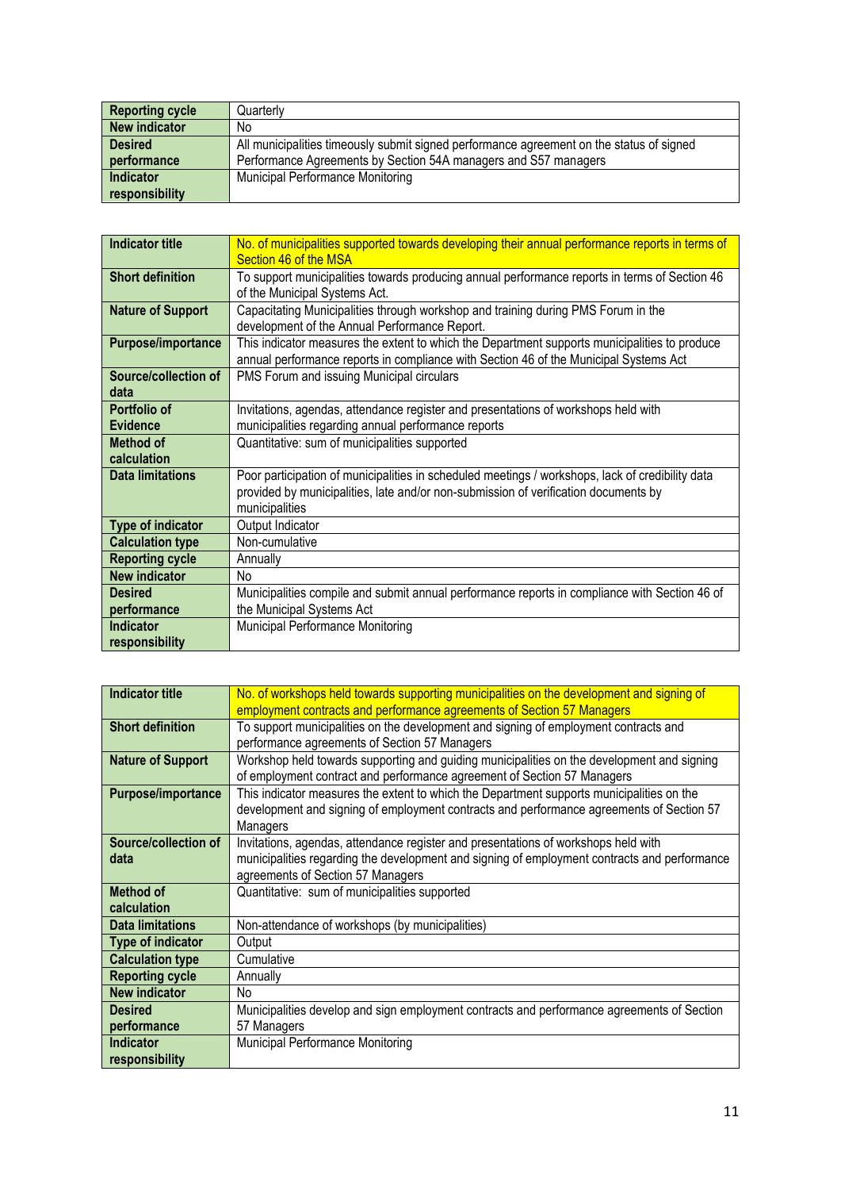| Reporting cycle | Quarterly |
|---|---|
| New indicator | No |
| Desired performance | All municipalities timeously submit signed performance agreement on the status of signed Performance Agreements by Section 54A managers and S57 managers |
| Indicator responsibility | Municipal Performance Monitoring |

| Indicator title | No. of municipalities supported towards developing their annual performance reports in terms of Section 46 of the MSA |
|---|---|
| Short definition | To support municipalities towards producing annual performance reports in terms of Section 46 of the Municipal Systems Act. |
| Nature of Support | Capacitating Municipalities through workshop and training during PMS Forum in the development of the Annual Performance Report. |
| Purpose/importance | This indicator measures the extent to which the Department supports municipalities to produce annual performance reports in compliance with Section 46 of the Municipal Systems Act |
| Source/collection of data | PMS Forum and issuing Municipal circulars |
| Portfolio of Evidence | Invitations, agendas, attendance register and presentations of workshops held with municipalities regarding annual performance reports |
| Method of calculation | Quantitative: sum of municipalities supported |
| Data limitations | Poor participation of municipalities in scheduled meetings / workshops, lack of credibility data provided by municipalities, late and/or non-submission of verification documents by municipalities |
| Type of indicator | Output Indicator |
| Calculation type | Non-cumulative |
| Reporting cycle | Annually |
| New indicator | No |
| Desired performance | Municipalities compile and submit annual performance reports in compliance with Section 46 of the Municipal Systems Act |
| Indicator responsibility | Municipal Performance Monitoring |

| Indicator title | No. of workshops held towards supporting municipalities on the development and signing of employment contracts and performance agreements of Section 57 Managers |
|---|---|
| Short definition | To support municipalities on the development and signing of employment contracts and performance agreements of Section 57 Managers |
| Nature of Support | Workshop held towards supporting and guiding municipalities on the development and signing of employment contract and performance agreement of Section 57 Managers |
| Purpose/importance | This indicator measures the extent to which the Department supports municipalities on the development and signing of employment contracts and performance agreements of Section 57 Managers |
| Source/collection of data | Invitations, agendas, attendance register and presentations of workshops held with municipalities regarding the development and signing of employment contracts and performance agreements of Section 57 Managers |
| Method of calculation | Quantitative: sum of municipalities supported |
| Data limitations | Non-attendance of workshops (by municipalities) |
| Type of indicator | Output |
| Calculation type | Cumulative |
| Reporting cycle | Annually |
| New indicator | No |
| Desired performance | Municipalities develop and sign employment contracts and performance agreements of Section 57 Managers |
| Indicator responsibility | Municipal Performance Monitoring |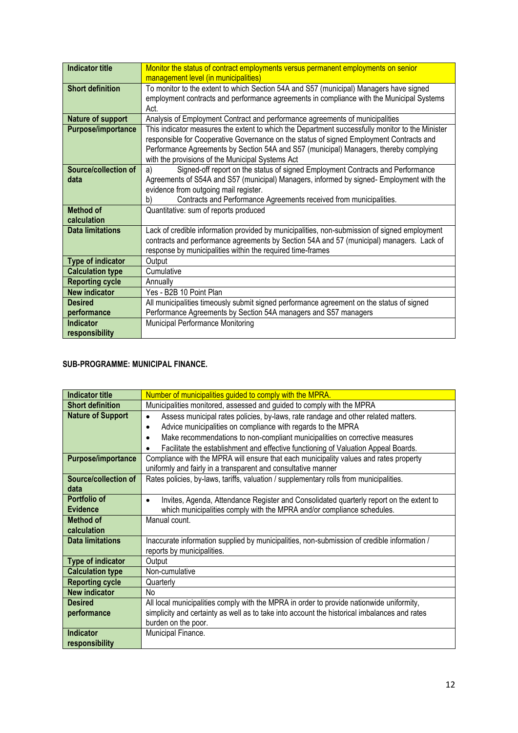| Indicator title | Monitor the status of contract employments versus permanent employments on senior management level (in municipalities) |
|---|---|
| Short definition | To monitor to the extent to which Section 54A and S57 (municipal) Managers have signed employment contracts and performance agreements in compliance with the Municipal Systems Act. |
| Nature of support | Analysis of Employment Contract and performance agreements of municipalities |
| Purpose/importance | This indicator measures the extent to which the Department successfully monitor to the Minister responsible for Cooperative Governance on the status of signed Employment Contracts and Performance Agreements by Section 54A and S57 (municipal) Managers, thereby complying with the provisions of the Municipal Systems Act |
| Source/collection of data | a) Signed-off report on the status of signed Employment Contracts and Performance Agreements of S54A and S57 (municipal) Managers, informed by signed- Employment with the evidence from outgoing mail register.<br>b) Contracts and Performance Agreements received from municipalities. |
| Method of calculation | Quantitative: sum of reports produced |
| Data limitations | Lack of credible information provided by municipalities, non-submission of signed employment contracts and performance agreements by Section 54A and 57 (municipal) managers. Lack of response by municipalities within the required time-frames |
| Type of indicator | Output |
| Calculation type | Cumulative |
| Reporting cycle | Annually |
| New indicator | Yes - B2B 10 Point Plan |
| Desired performance | All municipalities timeously submit signed performance agreement on the status of signed Performance Agreements by Section 54A managers and S57 managers |
| Indicator responsibility | Municipal Performance Monitoring |

**SUB-PROGRAMME: MUNICIPAL FINANCE.**

| Indicator title | Number of municipalities guided to comply with the MPRA. |
|---|---|
| Short definition | Municipalities monitored, assessed and guided to comply with the MPRA |
| Nature of Support | • Assess municipal rates policies, by-laws, rate randage and other related matters.<br>• Advice municipalities on compliance with regards to the MPRA<br>• Make recommendations to non-compliant municipalities on corrective measures<br>• Facilitate the establishment and effective functioning of Valuation Appeal Boards. |
| Purpose/importance | Compliance with the MPRA will ensure that each municipality values and rates property uniformly and fairly in a transparent and consultative manner |
| Source/collection of data | Rates policies, by-laws, tariffs, valuation / supplementary rolls from municipalities. |
| Portfolio of Evidence | • Invites, Agenda, Attendance Register and Consolidated quarterly report on the extent to which municipalities comply with the MPRA and/or compliance schedules. |
| Method of calculation | Manual count. |
| Data limitations | Inaccurate information supplied by municipalities, non-submission of credible information / reports by municipalities. |
| Type of indicator | Output |
| Calculation type | Non-cumulative |
| Reporting cycle | Quarterly |
| New indicator | No |
| Desired performance | All local municipalities comply with the MPRA in order to provide nationwide uniformity, simplicity and certainty as well as to take into account the historical imbalances and rates burden on the poor. |
| Indicator responsibility | Municipal Finance. |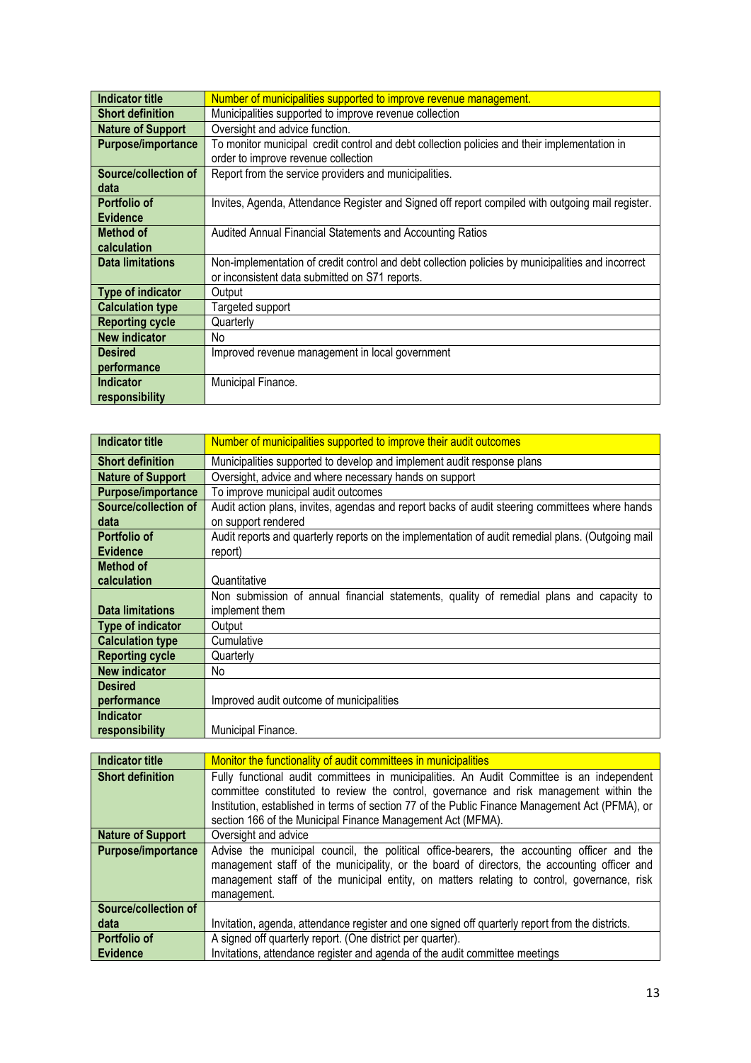| Indicator title | Number of municipalities supported to improve revenue management. |
|---|---|
| Short definition | Municipalities supported to improve revenue collection |
| Nature of Support | Oversight and advice function. |
| Purpose/importance | To monitor municipal credit control and debt collection policies and their implementation in order to improve revenue collection |
| Source/collection of data | Report from the service providers and municipalities. |
| Portfolio of Evidence | Invites, Agenda, Attendance Register and Signed off report compiled with outgoing mail register. |
| Method of calculation | Audited Annual Financial Statements and Accounting Ratios |
| Data limitations | Non-implementation of credit control and debt collection policies by municipalities and incorrect or inconsistent data submitted on S71 reports. |
| Type of indicator | Output |
| Calculation type | Targeted support |
| Reporting cycle | Quarterly |
| New indicator | No |
| Desired performance | Improved revenue management in local government |
| Indicator responsibility | Municipal Finance. |

| Indicator title | Number of municipalities supported to improve their audit outcomes |
|---|---|
| Short definition | Municipalities supported to develop and implement audit response plans |
| Nature of Support | Oversight, advice and where necessary hands on support |
| Purpose/importance | To improve municipal audit outcomes |
| Source/collection of data | Audit action plans, invites, agendas and report backs of audit steering committees where hands on support rendered |
| Portfolio of Evidence | Audit reports and quarterly reports on the implementation of audit remedial plans. (Outgoing mail report) |
| Method of calculation | Quantitative |
| Data limitations | Non submission of annual financial statements, quality of remedial plans and capacity to implement them |
| Type of indicator | Output |
| Calculation type | Cumulative |
| Reporting cycle | Quarterly |
| New indicator | No |
| Desired performance | Improved audit outcome of municipalities |
| Indicator responsibility | Municipal Finance. |

| Indicator title | Monitor the functionality of audit committees in municipalities |
|---|---|
| Short definition | Fully functional audit committees in municipalities. An Audit Committee is an independent committee constituted to review the control, governance and risk management within the Institution, established in terms of section 77 of the Public Finance Management Act (PFMA), or section 166 of the Municipal Finance Management Act (MFMA). |
| Nature of Support | Oversight and advice |
| Purpose/importance | Advise the municipal council, the political office-bearers, the accounting officer and the management staff of the municipality, or the board of directors, the accounting officer and management staff of the municipal entity, on matters relating to control, governance, risk management. |
| Source/collection of data | Invitation, agenda, attendance register and one signed off quarterly report from the districts. |
| Portfolio of Evidence | A signed off quarterly report. (One district per quarter). Invitations, attendance register and agenda of the audit committee meetings |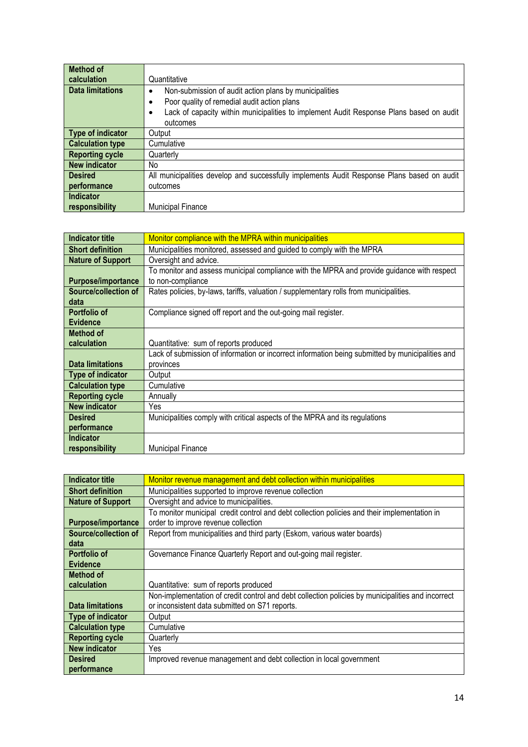| | |
|---|---|
| **Method of calculation** | Quantitative |
| **Data limitations** | • Non-submission of audit action plans by municipalities<br>• Poor quality of remedial audit action plans<br>• Lack of capacity within municipalities to implement Audit Response Plans based on audit outcomes |
| **Type of indicator** | Output |
| **Calculation type** | Cumulative |
| **Reporting cycle** | Quarterly |
| **New indicator** | No |
| **Desired performance** | All municipalities develop and successfully implements Audit Response Plans based on audit outcomes |
| **Indicator responsibility** | Municipal Finance |

| **Indicator title** | Monitor compliance with the MPRA within municipalities |
|---|---|
| **Short definition** | Municipalities monitored, assessed and guided to comply with the MPRA |
| **Nature of Support** | Oversight and advice. |
| **Purpose/importance** | To monitor and assess municipal compliance with the MPRA and provide guidance with respect to non-compliance |
| **Source/collection of data** | Rates policies, by-laws, tariffs, valuation / supplementary rolls from municipalities. |
| **Portfolio of Evidence** | Compliance signed off report and the out-going mail register. |
| **Method of calculation** | Quantitative: sum of reports produced |
| **Data limitations** | Lack of submission of information or incorrect information being submitted by municipalities and provinces |
| **Type of indicator** | Output |
| **Calculation type** | Cumulative |
| **Reporting cycle** | Annually |
| **New indicator** | Yes |
| **Desired performance** | Municipalities comply with critical aspects of the MPRA and its regulations |
| **Indicator responsibility** | Municipal Finance |

| **Indicator title** | Monitor revenue management and debt collection within municipalities |
|---|---|
| **Short definition** | Municipalities supported to improve revenue collection |
| **Nature of Support** | Oversight and advice to municipalities. |
| **Purpose/importance** | To monitor municipal credit control and debt collection policies and their implementation in order to improve revenue collection |
| **Source/collection of data** | Report from municipalities and third party (Eskom, various water boards) |
| **Portfolio of Evidence** | Governance Finance Quarterly Report and out-going mail register. |
| **Method of calculation** | Quantitative: sum of reports produced |
| **Data limitations** | Non-implementation of credit control and debt collection policies by municipalities and incorrect or inconsistent data submitted on S71 reports. |
| **Type of indicator** | Output |
| **Calculation type** | Cumulative |
| **Reporting cycle** | Quarterly |
| **New indicator** | Yes |
| **Desired performance** | Improved revenue management and debt collection in local government |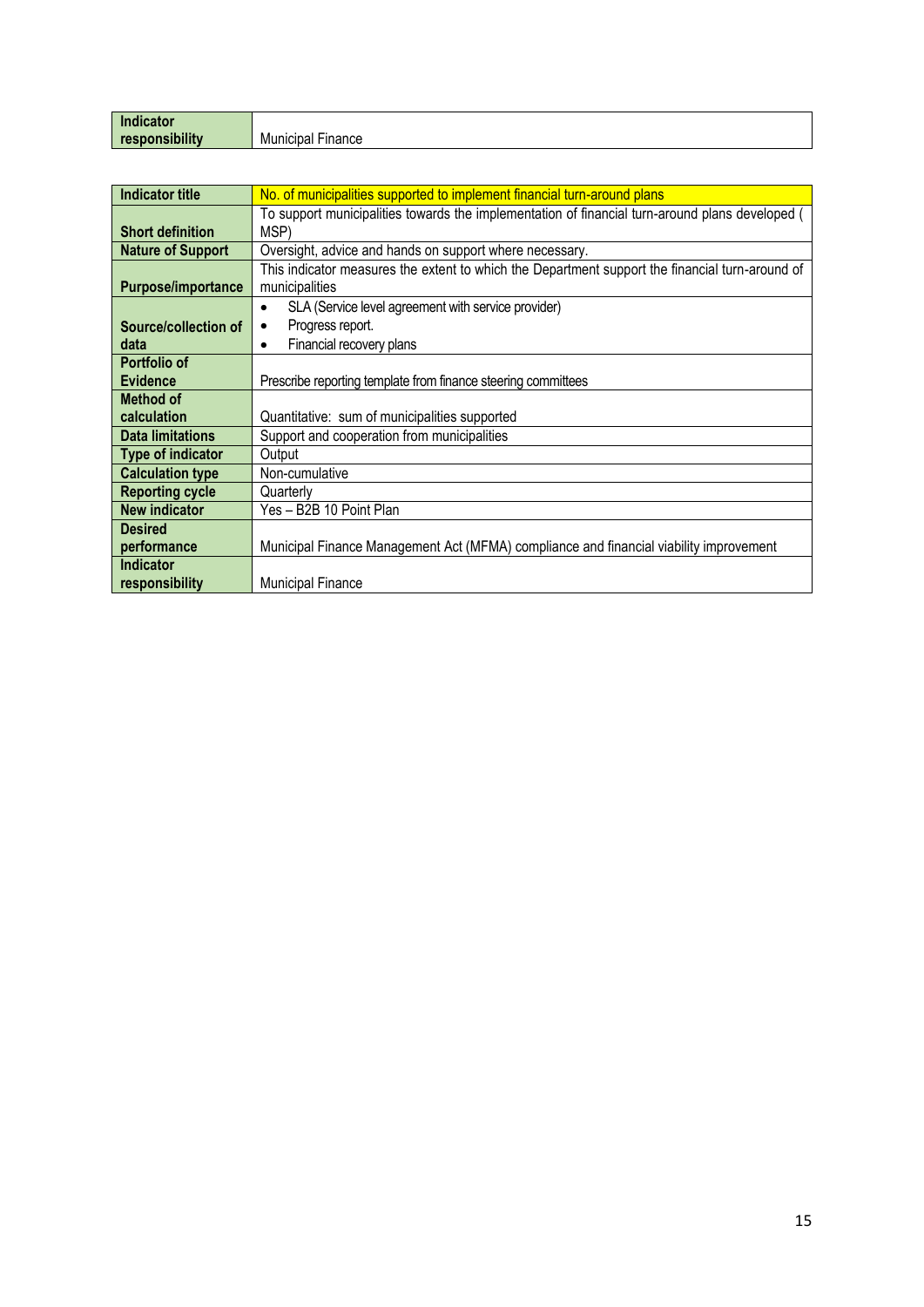| Indicator responsibility | Municipal Finance |
| --- | --- |

| Indicator title | No. of municipalities supported to implement financial turn-around plans |
| --- | --- |
| Short definition | To support municipalities towards the implementation of financial turn-around plans developed ( MSP) |
| Nature of Support | Oversight, advice and hands on support where necessary. |
| Purpose/importance | This indicator measures the extent to which the Department support the financial turn-around of municipalities |
| Source/collection of data | • SLA (Service level agreement with service provider)<br>• Progress report.<br>• Financial recovery plans |
| Portfolio of Evidence | Prescribe reporting template from finance steering committees |
| Method of calculation | Quantitative: sum of municipalities supported |
| Data limitations | Support and cooperation from municipalities |
| Type of indicator | Output |
| Calculation type | Non-cumulative |
| Reporting cycle | Quarterly |
| New indicator | Yes – B2B 10 Point Plan |
| Desired performance | Municipal Finance Management Act (MFMA) compliance and financial viability improvement |
| Indicator responsibility | Municipal Finance |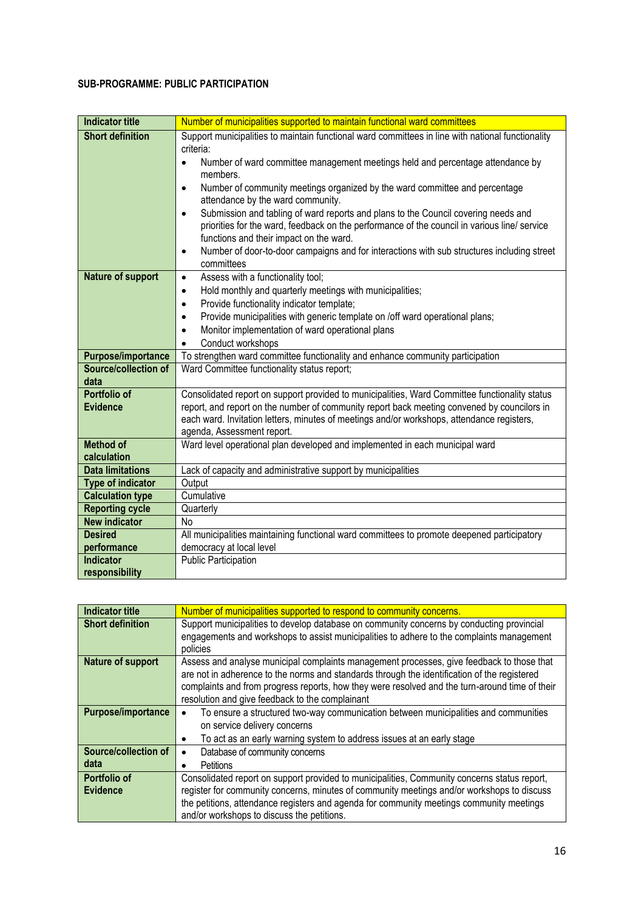**SUB-PROGRAMME: PUBLIC PARTICIPATION**

| Indicator title | Number of municipalities supported to maintain functional ward committees |
|---|---|
| Short definition | Support municipalities to maintain functional ward committees in line with national functionality criteria:<br>• Number of ward committee management meetings held and percentage attendance by members.<br>• Number of community meetings organized by the ward committee and percentage attendance by the ward community.<br>• Submission and tabling of ward reports and plans to the Council covering needs and priorities for the ward, feedback on the performance of the council in various line/ service functions and their impact on the ward.<br>• Number of door-to-door campaigns and for interactions with sub structures including street committees |
| Nature of support | • Assess with a functionality tool;<br>• Hold monthly and quarterly meetings with municipalities;<br>• Provide functionality indicator template;<br>• Provide municipalities with generic template on /off ward operational plans;<br>• Monitor implementation of ward operational plans<br>• Conduct workshops |
| Purpose/importance | To strengthen ward committee functionality and enhance community participation |
| Source/collection of data | Ward Committee functionality status report; |
| Portfolio of Evidence | Consolidated report on support provided to municipalities, Ward Committee functionality status report, and report on the number of community report back meeting convened by councilors in each ward. Invitation letters, minutes of meetings and/or workshops, attendance registers, agenda, Assessment report. |
| Method of calculation | Ward level operational plan developed and implemented in each municipal ward |
| Data limitations | Lack of capacity and administrative support by municipalities |
| Type of indicator | Output |
| Calculation type | Cumulative |
| Reporting cycle | Quarterly |
| New indicator | No |
| Desired performance | All municipalities maintaining functional ward committees to promote deepened participatory democracy at local level |
| Indicator responsibility | Public Participation |

| Indicator title | Number of municipalities supported to respond to community concerns. |
|---|---|
| Short definition | Support municipalities to develop database on community concerns by conducting provincial engagements and workshops to assist municipalities to adhere to the complaints management policies |
| Nature of support | Assess and analyse municipal complaints management processes, give feedback to those that are not in adherence to the norms and standards through the identification of the registered complaints and from progress reports, how they were resolved and the turn-around time of their resolution and give feedback to the complainant |
| Purpose/importance | • To ensure a structured two-way communication between municipalities and communities on service delivery concerns<br>• To act as an early warning system to address issues at an early stage |
| Source/collection of data | • Database of community concerns<br>• Petitions |
| Portfolio of Evidence | Consolidated report on support provided to municipalities, Community concerns status report, register for community concerns, minutes of community meetings and/or workshops to discuss the petitions, attendance registers and agenda for community meetings community meetings and/or workshops to discuss the petitions. |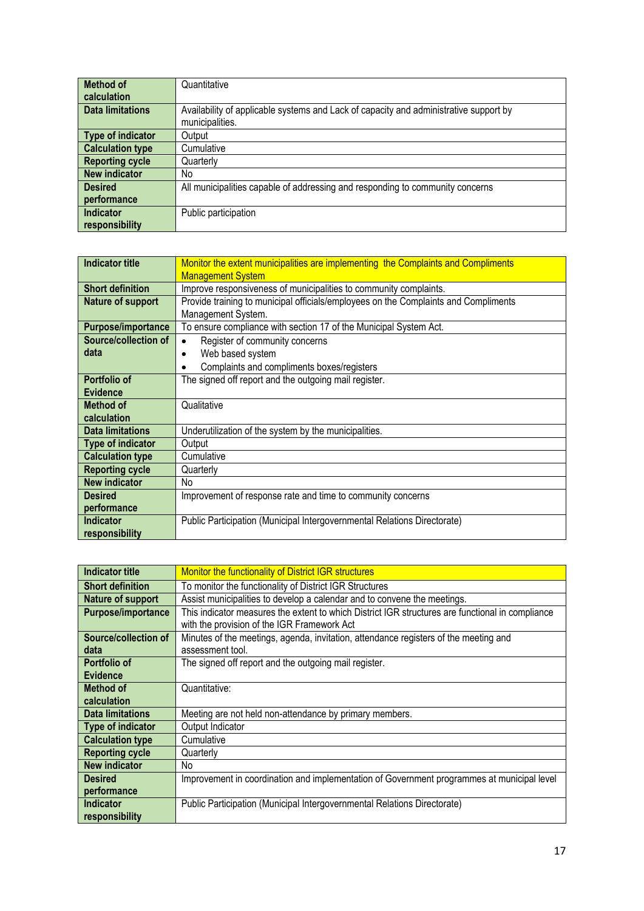| | |
|---|---|
| **Method of calculation** | Quantitative |
| **Data limitations** | Availability of applicable systems and Lack of capacity and administrative support by municipalities. |
| **Type of indicator** | Output |
| **Calculation type** | Cumulative |
| **Reporting cycle** | Quarterly |
| **New indicator** | No |
| **Desired performance** | All municipalities capable of addressing and responding to community concerns |
| **Indicator responsibility** | Public participation |

| **Indicator title** | Monitor the extent municipalities are implementing the Complaints and Compliments Management System |
|---|---|
| **Short definition** | Improve responsiveness of municipalities to community complaints. |
| **Nature of support** | Provide training to municipal officials/employees on the Complaints and Compliments Management System. |
| **Purpose/importance** | To ensure compliance with section 17 of the Municipal System Act. |
| **Source/collection of data** | • Register of community concerns<br>• Web based system<br>• Complaints and compliments boxes/registers |
| **Portfolio of Evidence** | The signed off report and the outgoing mail register. |
| **Method of calculation** | Qualitative |
| **Data limitations** | Underutilization of the system by the municipalities. |
| **Type of indicator** | Output |
| **Calculation type** | Cumulative |
| **Reporting cycle** | Quarterly |
| **New indicator** | No |
| **Desired performance** | Improvement of response rate and time to community concerns |
| **Indicator responsibility** | Public Participation (Municipal Intergovernmental Relations Directorate) |

| **Indicator title** | Monitor the functionality of District IGR structures |
|---|---|
| **Short definition** | To monitor the functionality of District IGR Structures |
| **Nature of support** | Assist municipalities to develop a calendar and to convene the meetings. |
| **Purpose/importance** | This indicator measures the extent to which District IGR structures are functional in compliance with the provision of the IGR Framework Act |
| **Source/collection of data** | Minutes of the meetings, agenda, invitation, attendance registers of the meeting and assessment tool. |
| **Portfolio of Evidence** | The signed off report and the outgoing mail register. |
| **Method of calculation** | Quantitative: |
| **Data limitations** | Meeting are not held non-attendance by primary members. |
| **Type of indicator** | Output Indicator |
| **Calculation type** | Cumulative |
| **Reporting cycle** | Quarterly |
| **New indicator** | No |
| **Desired performance** | Improvement in coordination and implementation of Government programmes at municipal level |
| **Indicator responsibility** | Public Participation (Municipal Intergovernmental Relations Directorate) |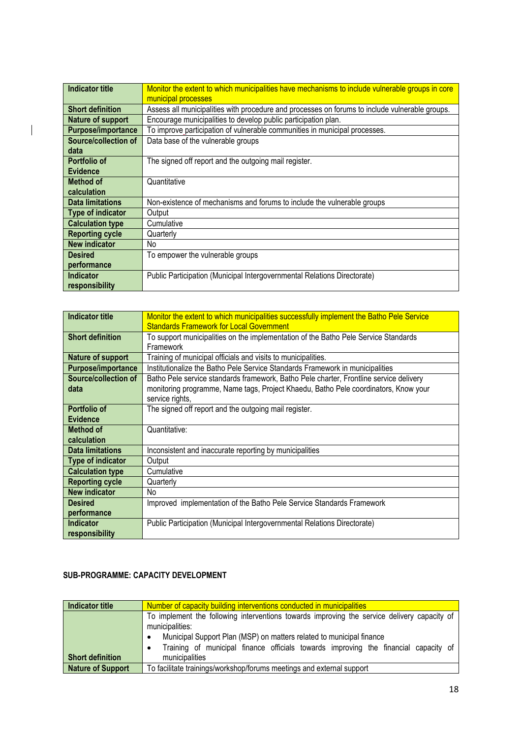| Indicator title | Monitor the extent to which municipalities have mechanisms to include vulnerable groups in core municipal processes |
|---|---|
| Short definition | Assess all municipalities with procedure and processes on forums to include vulnerable groups. |
| Nature of support | Encourage municipalities to develop public participation plan. |
| Purpose/importance | To improve participation of vulnerable communities in municipal processes. |
| Source/collection of data | Data base of the vulnerable groups |
| Portfolio of Evidence | The signed off report and the outgoing mail register. |
| Method of calculation | Quantitative |
| Data limitations | Non-existence of mechanisms and forums to include the vulnerable groups |
| Type of indicator | Output |
| Calculation type | Cumulative |
| Reporting cycle | Quarterly |
| New indicator | No |
| Desired performance | To empower the vulnerable groups |
| Indicator responsibility | Public Participation (Municipal Intergovernmental Relations Directorate) |

| Indicator title | Monitor the extent to which municipalities successfully implement the Batho Pele Service Standards Framework for Local Government |
|---|---|
| Short definition | To support municipalities on the implementation of the Batho Pele Service Standards Framework |
| Nature of support | Training of municipal officials and visits to municipalities. |
| Purpose/importance | Institutionalize the Batho Pele Service Standards Framework in municipalities |
| Source/collection of data | Batho Pele service standards framework, Batho Pele charter, Frontline service delivery monitoring programme, Name tags, Project Khaedu, Batho Pele coordinators, Know your service rights, |
| Portfolio of Evidence | The signed off report and the outgoing mail register. |
| Method of calculation | Quantitative: |
| Data limitations | Inconsistent and inaccurate reporting by municipalities |
| Type of indicator | Output |
| Calculation type | Cumulative |
| Reporting cycle | Quarterly |
| New indicator | No |
| Desired performance | Improved implementation of the Batho Pele Service Standards Framework |
| Indicator responsibility | Public Participation (Municipal Intergovernmental Relations Directorate) |

**SUB-PROGRAMME: CAPACITY DEVELOPMENT**

| Indicator title | Number of capacity building interventions conducted in municipalities |
|---|---|
| Short definition | To implement the following interventions towards improving the service delivery capacity of municipalities:<br>• Municipal Support Plan (MSP) on matters related to municipal finance<br>• Training of municipal finance officials towards improving the financial capacity of municipalities |
| Nature of Support | To facilitate trainings/workshop/forums meetings and external support |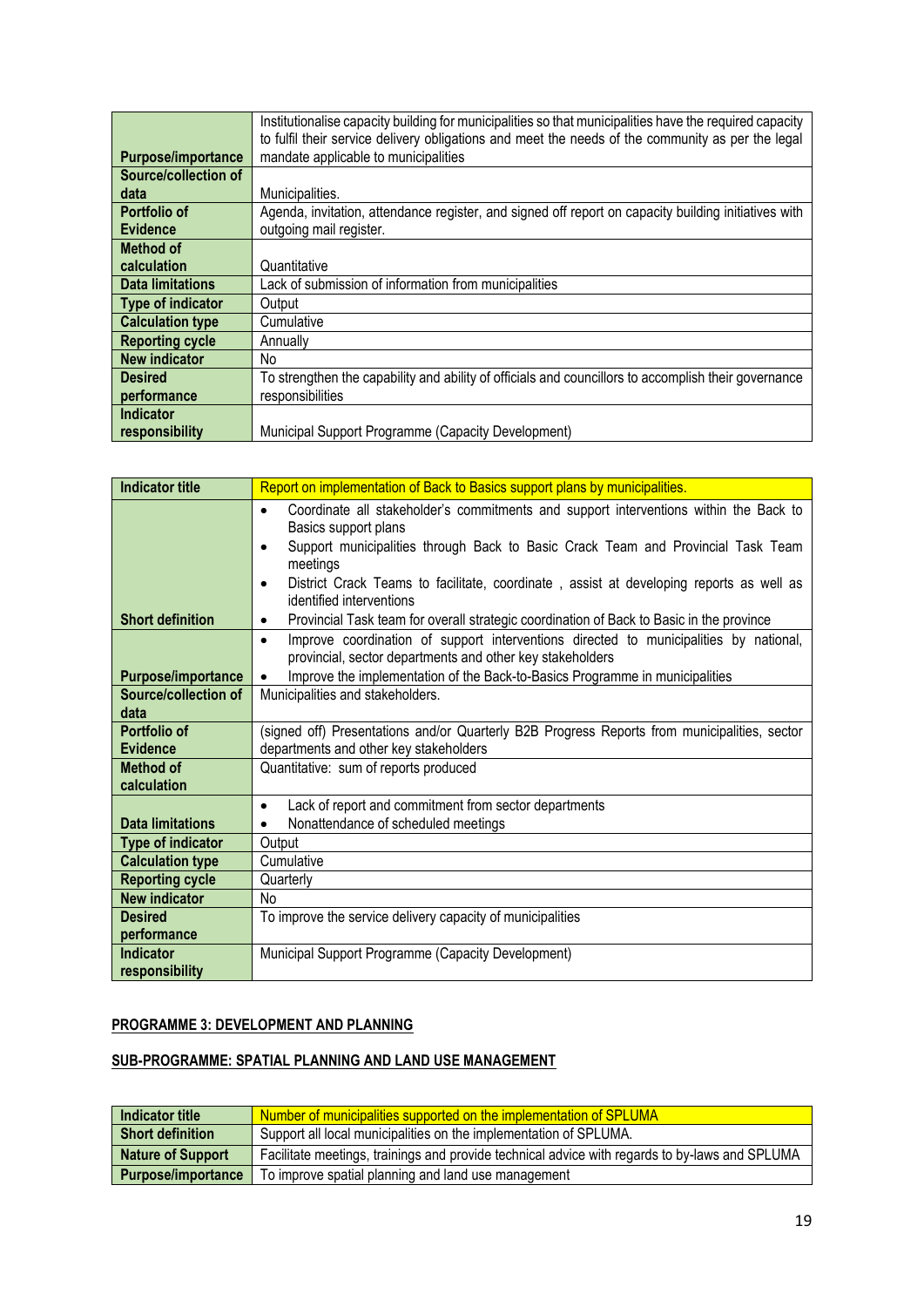| | |
|---|---|
| Purpose/importance | Institutionalise capacity building for municipalities so that municipalities have the required capacity to fulfil their service delivery obligations and meet the needs of the community as per the legal mandate applicable to municipalities |
| Source/collection of data | Municipalities. |
| Portfolio of Evidence | Agenda, invitation, attendance register, and signed off report on capacity building initiatives with outgoing mail register. |
| Method of calculation | Quantitative |
| Data limitations | Lack of submission of information from municipalities |
| Type of indicator | Output |
| Calculation type | Cumulative |
| Reporting cycle | Annually |
| New indicator | No |
| Desired performance | To strengthen the capability and ability of officials and councillors to accomplish their governance responsibilities |
| Indicator responsibility | Municipal Support Programme (Capacity Development) |

| Indicator title | Report on implementation of Back to Basics support plans by municipalities. |
|---|---|
| Short definition | • Coordinate all stakeholder's commitments and support interventions within the Back to Basics support plans<br>• Support municipalities through Back to Basic Crack Team and Provincial Task Team meetings<br>• District Crack Teams to facilitate, coordinate , assist at developing reports as well as identified interventions<br>• Provincial Task team for overall strategic coordination of Back to Basic in the province |
| Purpose/importance | • Improve coordination of support interventions directed to municipalities by national, provincial, sector departments and other key stakeholders<br>• Improve the implementation of the Back-to-Basics Programme in municipalities |
| Source/collection of data | Municipalities and stakeholders. |
| Portfolio of Evidence | (signed off) Presentations and/or Quarterly B2B Progress Reports from municipalities, sector departments and other key stakeholders |
| Method of calculation | Quantitative: sum of reports produced |
| Data limitations | • Lack of report and commitment from sector departments<br>• Nonattendance of scheduled meetings |
| Type of indicator | Output |
| Calculation type | Cumulative |
| Reporting cycle | Quarterly |
| New indicator | No |
| Desired performance | To improve the service delivery capacity of municipalities |
| Indicator responsibility | Municipal Support Programme (Capacity Development) |

**PROGRAMME 3: DEVELOPMENT AND PLANNING**

**SUB-PROGRAMME: SPATIAL PLANNING AND LAND USE MANAGEMENT**

| Indicator title | Number of municipalities supported on the implementation of SPLUMA |
|---|---|
| Short definition | Support all local municipalities on the implementation of SPLUMA. |
| Nature of Support | Facilitate meetings, trainings and provide technical advice with regards to by-laws and SPLUMA |
| Purpose/importance | To improve spatial planning and land use management |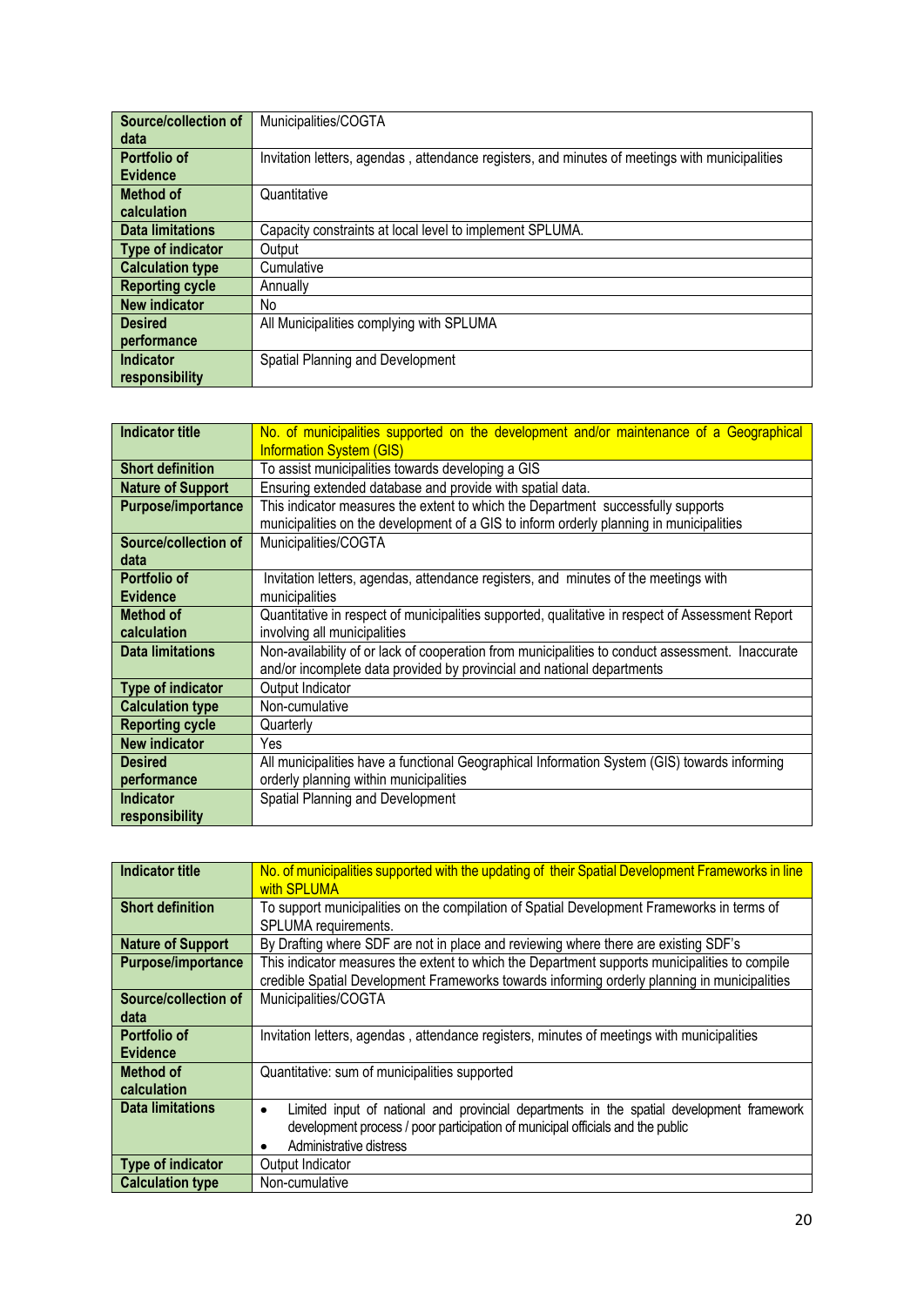| | |
|---|---|
| **Source/collection of data** | Municipalities/COGTA |
| **Portfolio of Evidence** | Invitation letters, agendas , attendance registers, and minutes of meetings with municipalities |
| **Method of calculation** | Quantitative |
| **Data limitations** | Capacity constraints at local level to implement SPLUMA. |
| **Type of indicator** | Output |
| **Calculation type** | Cumulative |
| **Reporting cycle** | Annually |
| **New indicator** | No |
| **Desired performance** | All Municipalities complying with SPLUMA |
| **Indicator responsibility** | Spatial Planning and Development |

| **Indicator title** | No. of municipalities supported on the development and/or maintenance of a Geographical Information System (GIS) |
|---|---|
| **Short definition** | To assist municipalities towards developing a GIS |
| **Nature of Support** | Ensuring extended database and provide with spatial data. |
| **Purpose/importance** | This indicator measures the extent to which the Department successfully supports municipalities on the development of a GIS to inform orderly planning in municipalities |
| **Source/collection of data** | Municipalities/COGTA |
| **Portfolio of Evidence** | Invitation letters, agendas, attendance registers, and minutes of the meetings with municipalities |
| **Method of calculation** | Quantitative in respect of municipalities supported, qualitative in respect of Assessment Report involving all municipalities |
| **Data limitations** | Non-availability of or lack of cooperation from municipalities to conduct assessment. Inaccurate and/or incomplete data provided by provincial and national departments |
| **Type of indicator** | Output Indicator |
| **Calculation type** | Non-cumulative |
| **Reporting cycle** | Quarterly |
| **New indicator** | Yes |
| **Desired performance** | All municipalities have a functional Geographical Information System (GIS) towards informing orderly planning within municipalities |
| **Indicator responsibility** | Spatial Planning and Development |

| **Indicator title** | No. of municipalities supported with the updating of their Spatial Development Frameworks in line with SPLUMA |
|---|---|
| **Short definition** | To support municipalities on the compilation of Spatial Development Frameworks in terms of SPLUMA requirements. |
| **Nature of Support** | By Drafting where SDF are not in place and reviewing where there are existing SDF's |
| **Purpose/importance** | This indicator measures the extent to which the Department supports municipalities to compile credible Spatial Development Frameworks towards informing orderly planning in municipalities |
| **Source/collection of data** | Municipalities/COGTA |
| **Portfolio of Evidence** | Invitation letters, agendas , attendance registers, minutes of meetings with municipalities |
| **Method of calculation** | Quantitative: sum of municipalities supported |
| **Data limitations** | • Limited input of national and provincial departments in the spatial development framework development process / poor participation of municipal officials and the public<br>• Administrative distress |
| **Type of indicator** | Output Indicator |
| **Calculation type** | Non-cumulative |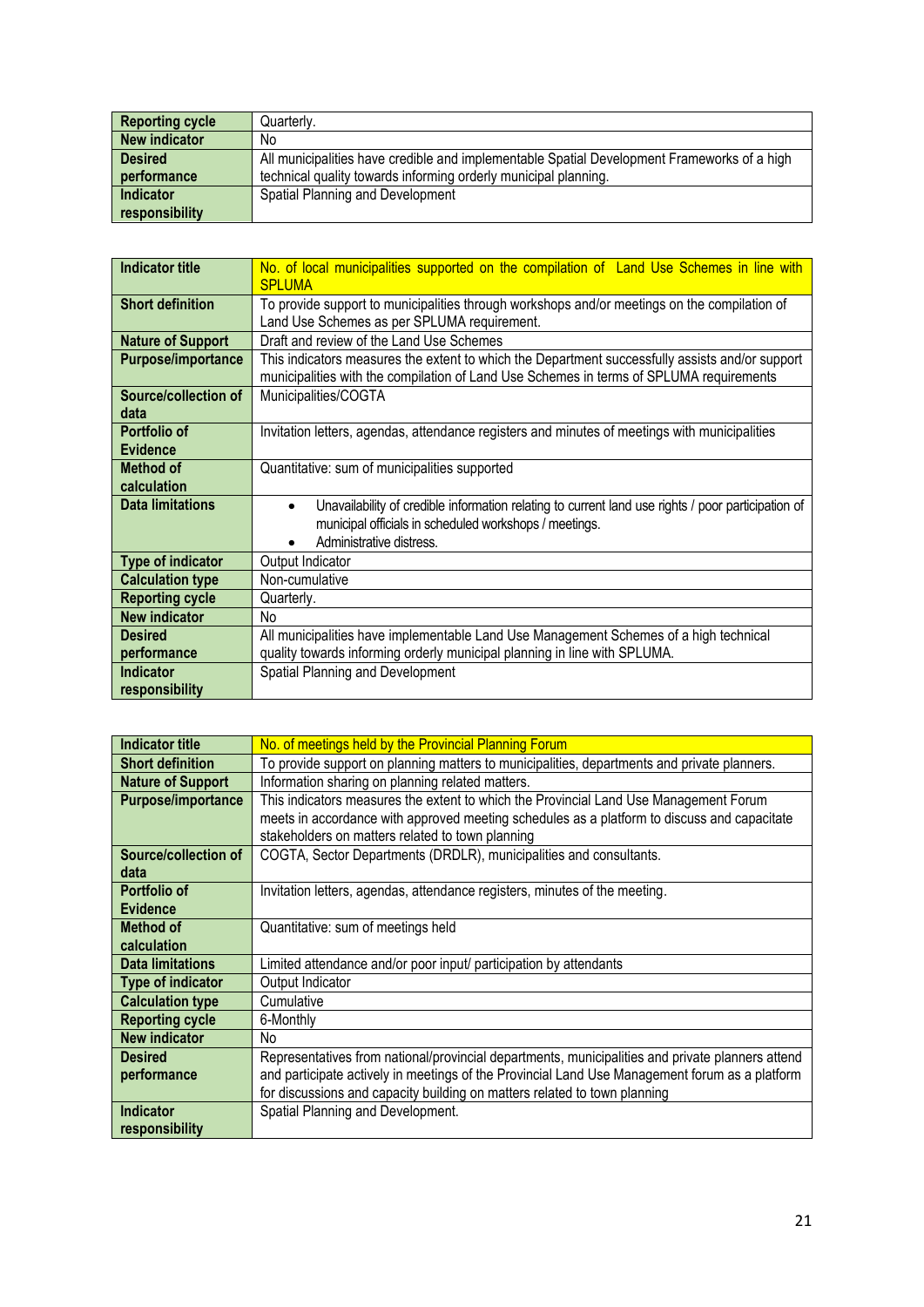| | |
|---|---|
| **Reporting cycle** | Quarterly. |
| **New indicator** | No |
| **Desired performance** | All municipalities have credible and implementable Spatial Development Frameworks of a high technical quality towards informing orderly municipal planning. |
| **Indicator responsibility** | Spatial Planning and Development |

| | |
|---|---|
| **Indicator title** | No. of local municipalities supported on the compilation of Land Use Schemes in line with SPLUMA |
| **Short definition** | To provide support to municipalities through workshops and/or meetings on the compilation of Land Use Schemes as per SPLUMA requirement. |
| **Nature of Support** | Draft and review of the Land Use Schemes |
| **Purpose/importance** | This indicators measures the extent to which the Department successfully assists and/or support municipalities with the compilation of Land Use Schemes in terms of SPLUMA requirements |
| **Source/collection of data** | Municipalities/COGTA |
| **Portfolio of Evidence** | Invitation letters, agendas, attendance registers and minutes of meetings with municipalities |
| **Method of calculation** | Quantitative: sum of municipalities supported |
| **Data limitations** | • Unavailability of credible information relating to current land use rights / poor participation of municipal officials in scheduled workshops / meetings.<br>• Administrative distress. |
| **Type of indicator** | Output Indicator |
| **Calculation type** | Non-cumulative |
| **Reporting cycle** | Quarterly. |
| **New indicator** | No |
| **Desired performance** | All municipalities have implementable Land Use Management Schemes of a high technical quality towards informing orderly municipal planning in line with SPLUMA. |
| **Indicator responsibility** | Spatial Planning and Development |

| | |
|---|---|
| **Indicator title** | No. of meetings held by the Provincial Planning Forum |
| **Short definition** | To provide support on planning matters to municipalities, departments and private planners. |
| **Nature of Support** | Information sharing on planning related matters. |
| **Purpose/importance** | This indicators measures the extent to which the Provincial Land Use Management Forum meets in accordance with approved meeting schedules as a platform to discuss and capacitate stakeholders on matters related to town planning |
| **Source/collection of data** | COGTA, Sector Departments (DRDLR), municipalities and consultants. |
| **Portfolio of Evidence** | Invitation letters, agendas, attendance registers, minutes of the meeting. |
| **Method of calculation** | Quantitative: sum of meetings held |
| **Data limitations** | Limited attendance and/or poor input/ participation by attendants |
| **Type of indicator** | Output Indicator |
| **Calculation type** | Cumulative |
| **Reporting cycle** | 6-Monthly |
| **New indicator** | No |
| **Desired performance** | Representatives from national/provincial departments, municipalities and private planners attend and participate actively in meetings of the Provincial Land Use Management forum as a platform for discussions and capacity building on matters related to town planning |
| **Indicator responsibility** | Spatial Planning and Development. |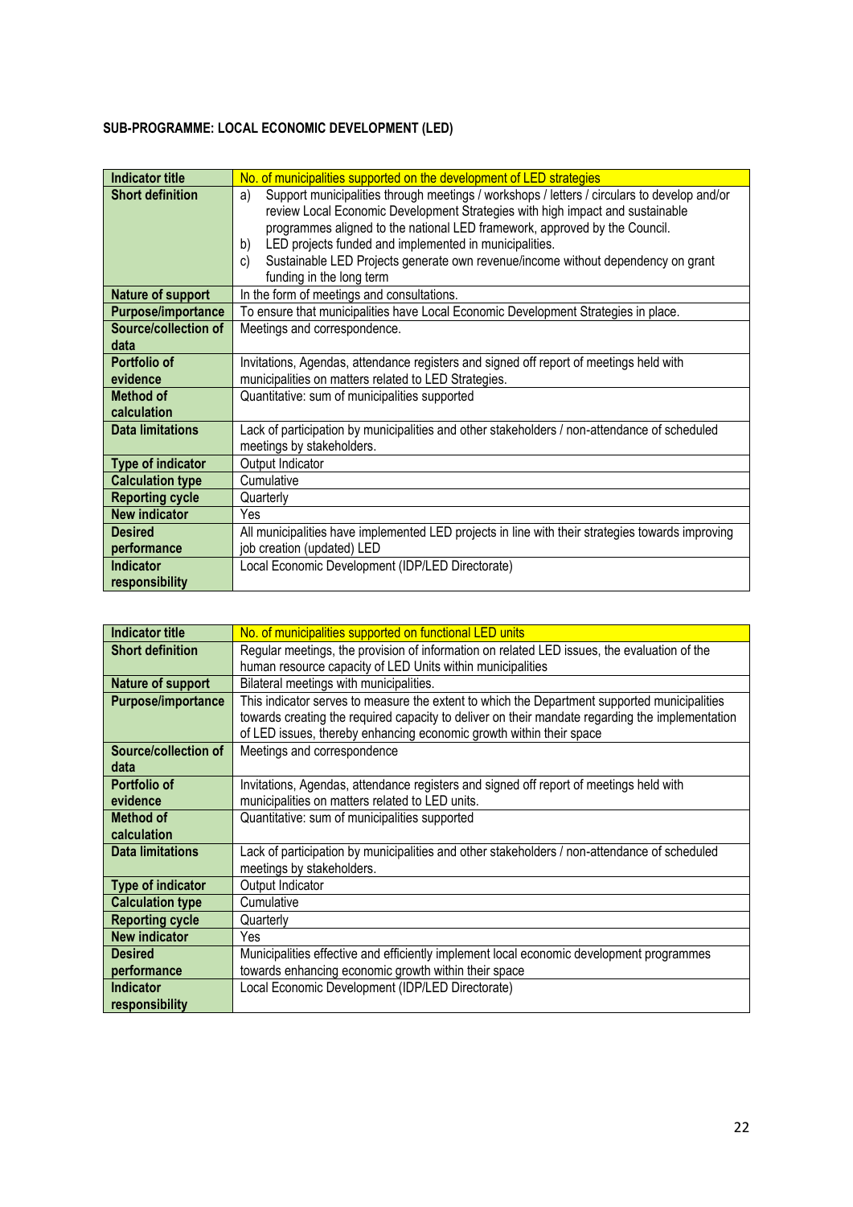**SUB-PROGRAMME: LOCAL ECONOMIC DEVELOPMENT (LED)**

| Indicator title | No. of municipalities supported on the development of LED strategies |
|---|---|
| Short definition | a) Support municipalities through meetings / workshops / letters / circulars to develop and/or review Local Economic Development Strategies with high impact and sustainable programmes aligned to the national LED framework, approved by the Council.<br>b) LED projects funded and implemented in municipalities.<br>c) Sustainable LED Projects generate own revenue/income without dependency on grant funding in the long term |
| Nature of support | In the form of meetings and consultations. |
| Purpose/importance | To ensure that municipalities have Local Economic Development Strategies in place. |
| Source/collection of data | Meetings and correspondence. |
| Portfolio of evidence | Invitations, Agendas, attendance registers and signed off report of meetings held with municipalities on matters related to LED Strategies. |
| Method of calculation | Quantitative: sum of municipalities supported |
| Data limitations | Lack of participation by municipalities and other stakeholders / non-attendance of scheduled meetings by stakeholders. |
| Type of indicator | Output Indicator |
| Calculation type | Cumulative |
| Reporting cycle | Quarterly |
| New indicator | Yes |
| Desired performance | All municipalities have implemented LED projects in line with their strategies towards improving job creation (updated) LED |
| Indicator responsibility | Local Economic Development (IDP/LED Directorate) |

| Indicator title | No. of municipalities supported on functional LED units |
|---|---|
| Short definition | Regular meetings, the provision of information on related LED issues, the evaluation of the human resource capacity of LED Units within municipalities |
| Nature of support | Bilateral meetings with municipalities. |
| Purpose/importance | This indicator serves to measure the extent to which the Department supported municipalities towards creating the required capacity to deliver on their mandate regarding the implementation of LED issues, thereby enhancing economic growth within their space |
| Source/collection of data | Meetings and correspondence |
| Portfolio of evidence | Invitations, Agendas, attendance registers and signed off report of meetings held with municipalities on matters related to LED units. |
| Method of calculation | Quantitative: sum of municipalities supported |
| Data limitations | Lack of participation by municipalities and other stakeholders / non-attendance of scheduled meetings by stakeholders. |
| Type of indicator | Output Indicator |
| Calculation type | Cumulative |
| Reporting cycle | Quarterly |
| New indicator | Yes |
| Desired performance | Municipalities effective and efficiently implement local economic development programmes towards enhancing economic growth within their space |
| Indicator responsibility | Local Economic Development (IDP/LED Directorate) |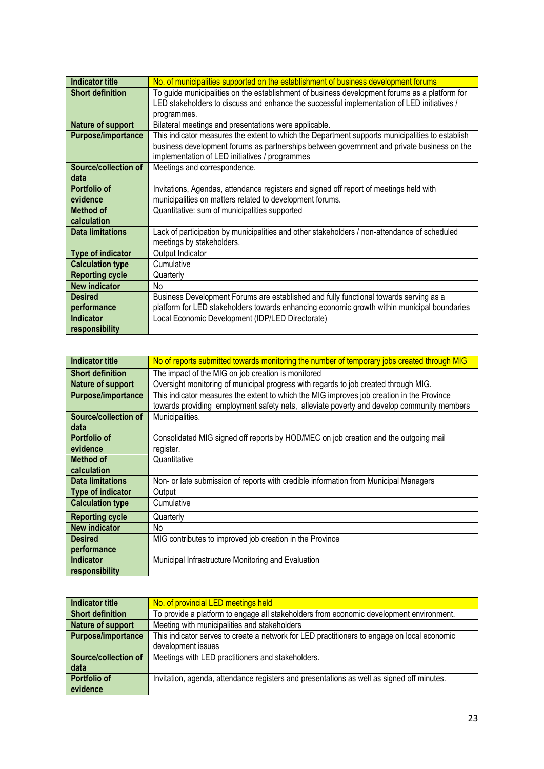| Indicator title | No. of municipalities supported on the establishment of business development forums |
|---|---|
| Short definition | To guide municipalities on the establishment of business development forums as a platform for LED stakeholders to discuss and enhance the successful implementation of LED initiatives / programmes. |
| Nature of support | Bilateral meetings and presentations were applicable. |
| Purpose/importance | This indicator measures the extent to which the Department supports municipalities to establish business development forums as partnerships between government and private business on the implementation of LED initiatives / programmes |
| Source/collection of data | Meetings and correspondence. |
| Portfolio of evidence | Invitations, Agendas, attendance registers and signed off report of meetings held with municipalities on matters related to development forums. |
| Method of calculation | Quantitative: sum of municipalities supported |
| Data limitations | Lack of participation by municipalities and other stakeholders / non-attendance of scheduled meetings by stakeholders. |
| Type of indicator | Output Indicator |
| Calculation type | Cumulative |
| Reporting cycle | Quarterly |
| New indicator | No |
| Desired performance | Business Development Forums are established and fully functional towards serving as a platform for LED stakeholders towards enhancing economic growth within municipal boundaries |
| Indicator responsibility | Local Economic Development (IDP/LED Directorate) |

| Indicator title | No of reports submitted towards monitoring the number of temporary jobs created through MIG |
|---|---|
| Short definition | The impact of the MIG on job creation is monitored |
| Nature of support | Oversight monitoring of municipal progress with regards to job created through MIG. |
| Purpose/importance | This indicator measures the extent to which the MIG improves job creation in the Province towards providing employment safety nets, alleviate poverty and develop community members |
| Source/collection of data | Municipalities. |
| Portfolio of evidence | Consolidated MIG signed off reports by HOD/MEC on job creation and the outgoing mail register. |
| Method of calculation | Quantitative |
| Data limitations | Non- or late submission of reports with credible information from Municipal Managers |
| Type of indicator | Output |
| Calculation type | Cumulative |
| Reporting cycle | Quarterly |
| New indicator | No |
| Desired performance | MIG contributes to improved job creation in the Province |
| Indicator responsibility | Municipal Infrastructure Monitoring and Evaluation |

| Indicator title | No. of provincial LED meetings held |
|---|---|
| Short definition | To provide a platform to engage all stakeholders from economic development environment. |
| Nature of support | Meeting with municipalities and stakeholders |
| Purpose/importance | This indicator serves to create a network for LED practitioners to engage on local economic development issues |
| Source/collection of data | Meetings with LED practitioners and stakeholders. |
| Portfolio of evidence | Invitation, agenda, attendance registers and presentations as well as signed off minutes. |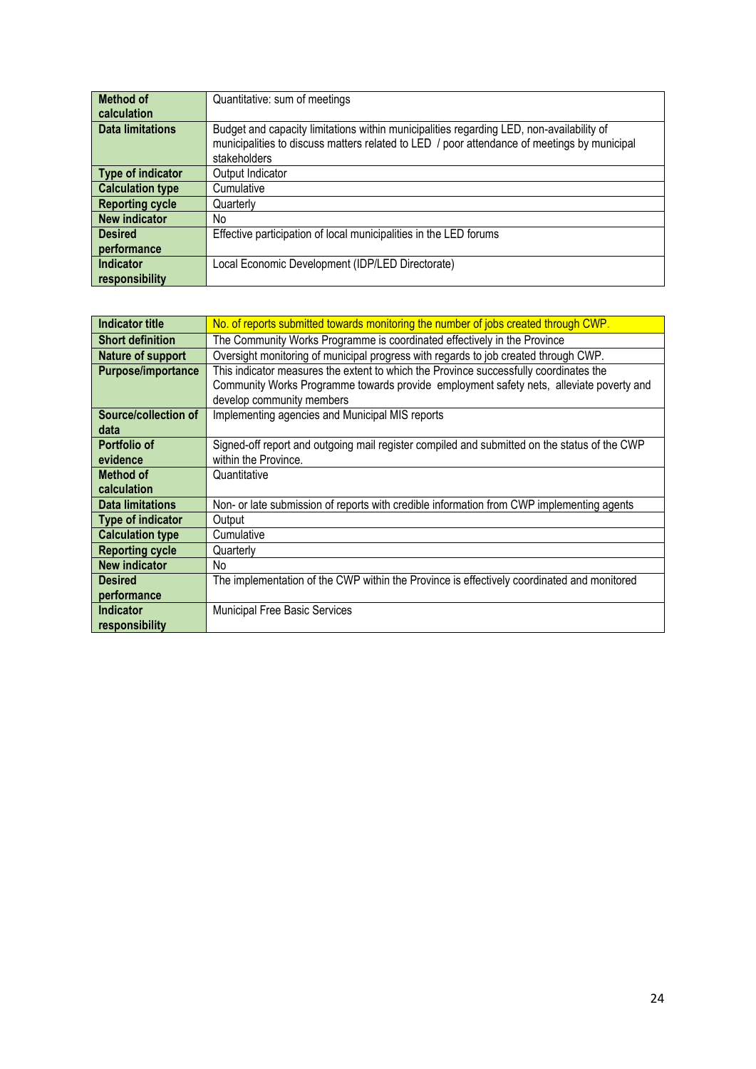| Method of calculation | Quantitative: sum of meetings |
|---|---|
| Data limitations | Budget and capacity limitations within municipalities regarding LED, non-availability of municipalities to discuss matters related to LED / poor attendance of meetings by municipal stakeholders |
| Type of indicator | Output Indicator |
| Calculation type | Cumulative |
| Reporting cycle | Quarterly |
| New indicator | No |
| Desired performance | Effective participation of local municipalities in the LED forums |
| Indicator responsibility | Local Economic Development (IDP/LED Directorate) |

| Indicator title | No. of reports submitted towards monitoring the number of jobs created through CWP. |
|---|---|
| Short definition | The Community Works Programme is coordinated effectively in the Province |
| Nature of support | Oversight monitoring of municipal progress with regards to job created through CWP. |
| Purpose/importance | This indicator measures the extent to which the Province successfully coordinates the Community Works Programme towards provide employment safety nets, alleviate poverty and develop community members |
| Source/collection of data | Implementing agencies and Municipal MIS reports |
| Portfolio of evidence | Signed-off report and outgoing mail register compiled and submitted on the status of the CWP within the Province. |
| Method of calculation | Quantitative |
| Data limitations | Non- or late submission of reports with credible information from CWP implementing agents |
| Type of indicator | Output |
| Calculation type | Cumulative |
| Reporting cycle | Quarterly |
| New indicator | No |
| Desired performance | The implementation of the CWP within the Province is effectively coordinated and monitored |
| Indicator responsibility | Municipal Free Basic Services |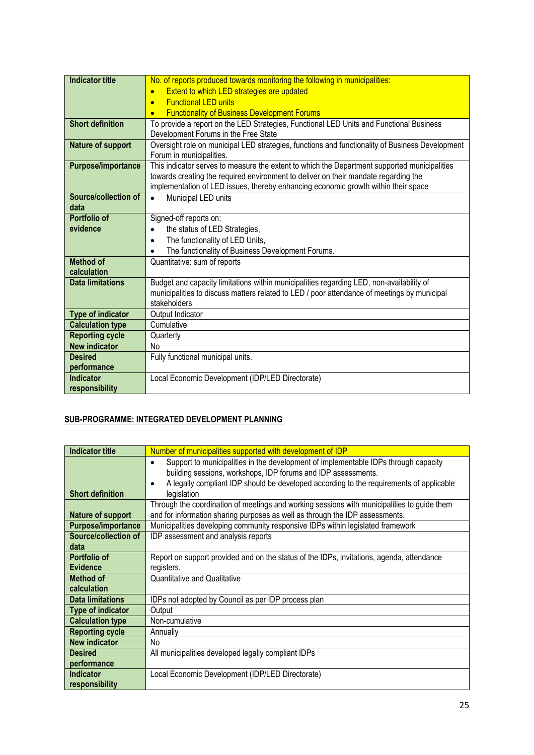| Indicator title | No. of reports produced towards monitoring the following in municipalities:<br>• Extent to which LED strategies are updated<br>• Functional LED units<br>• Functionality of Business Development Forums |
|---|---|
| Short definition | To provide a report on the LED Strategies, Functional LED Units and Functional Business Development Forums in the Free State |
| Nature of support | Oversight role on municipal LED strategies, functions and functionality of Business Development Forum in municipalities. |
| Purpose/importance | This indicator serves to measure the extent to which the Department supported municipalities towards creating the required environment to deliver on their mandate regarding the implementation of LED issues, thereby enhancing economic growth within their space |
| Source/collection of data | • Municipal LED units |
| Portfolio of evidence | Signed-off reports on:<br>• the status of LED Strategies,<br>• The functionality of LED Units,<br>• The functionality of Business Development Forums. |
| Method of calculation | Quantitative: sum of reports |
| Data limitations | Budget and capacity limitations within municipalities regarding LED, non-availability of municipalities to discuss matters related to LED / poor attendance of meetings by municipal stakeholders |
| Type of indicator | Output Indicator |
| Calculation type | Cumulative |
| Reporting cycle | Quarterly |
| New indicator | No |
| Desired performance | Fully functional municipal units. |
| Indicator responsibility | Local Economic Development (IDP/LED Directorate) |

## SUB-PROGRAMME: INTEGRATED DEVELOPMENT PLANNING

| Indicator title | Number of municipalities supported with development of IDP |
|---|---|
| Short definition | • Support to municipalities in the development of implementable IDPs through capacity building sessions, workshops, IDP forums and IDP assessments.<br>• A legally compliant IDP should be developed according to the requirements of applicable legislation |
| Nature of support | Through the coordination of meetings and working sessions with municipalities to guide them and for information sharing purposes as well as through the IDP assessments. |
| Purpose/importance | Municipalities developing community responsive IDPs within legislated framework |
| Source/collection of data | IDP assessment and analysis reports |
| Portfolio of Evidence | Report on support provided and on the status of the IDPs, invitations, agenda, attendance registers. |
| Method of calculation | Quantitative and Qualitative |
| Data limitations | IDPs not adopted by Council as per IDP process plan |
| Type of indicator | Output |
| Calculation type | Non-cumulative |
| Reporting cycle | Annually |
| New indicator | No |
| Desired performance | All municipalities developed legally compliant IDPs |
| Indicator responsibility | Local Economic Development (IDP/LED Directorate) |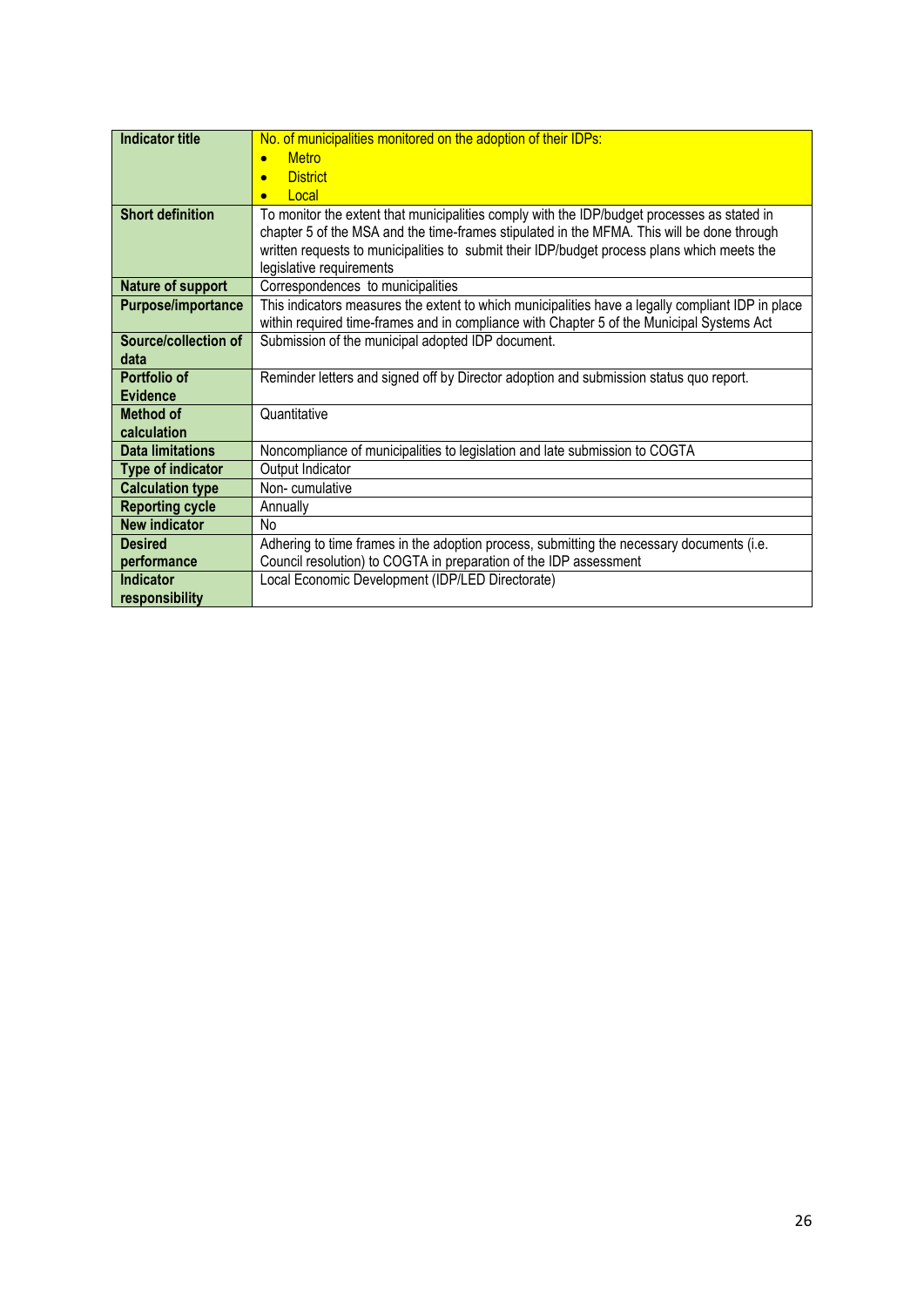| Indicator title | No. of municipalities monitored on the adoption of their IDPs:<br>• Metro<br>• District<br>• Local |
|---|---|
| Short definition | To monitor the extent that municipalities comply with the IDP/budget processes as stated in chapter 5 of the MSA and the time-frames stipulated in the MFMA. This will be done through written requests to municipalities to submit their IDP/budget process plans which meets the legislative requirements |
| Nature of support | Correspondences to municipalities |
| Purpose/importance | This indicators measures the extent to which municipalities have a legally compliant IDP in place within required time-frames and in compliance with Chapter 5 of the Municipal Systems Act |
| Source/collection of data | Submission of the municipal adopted IDP document. |
| Portfolio of Evidence | Reminder letters and signed off by Director adoption and submission status quo report. |
| Method of calculation | Quantitative |
| Data limitations | Noncompliance of municipalities to legislation and late submission to COGTA |
| Type of indicator | Output Indicator |
| Calculation type | Non- cumulative |
| Reporting cycle | Annually |
| New indicator | No |
| Desired performance | Adhering to time frames in the adoption process, submitting the necessary documents (i.e. Council resolution) to COGTA in preparation of the IDP assessment |
| Indicator responsibility | Local Economic Development (IDP/LED Directorate) |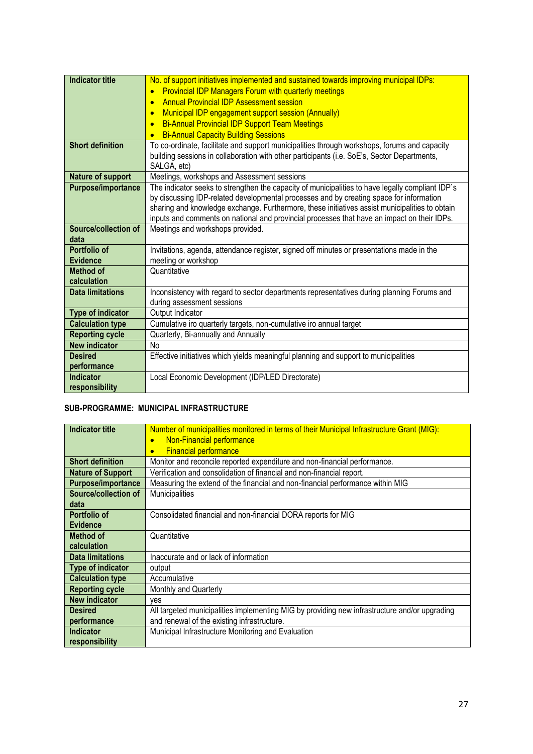| Indicator title | No. of support initiatives implemented and sustained towards improving municipal IDPs:<br>• Provincial IDP Managers Forum with quarterly meetings<br>• Annual Provincial IDP Assessment session<br>• Municipal IDP engagement support session (Annually)<br>• Bi-Annual Provincial IDP Support Team Meetings<br>• Bi-Annual Capacity Building Sessions |
|---|---|
| **Short definition** | To co-ordinate, facilitate and support municipalities through workshops, forums and capacity building sessions in collaboration with other participants (i.e. SoE's, Sector Departments, SALGA, etc) |
| **Nature of support** | Meetings, workshops and Assessment sessions |
| **Purpose/importance** | The indicator seeks to strengthen the capacity of municipalities to have legally compliant IDP`s by discussing IDP-related developmental processes and by creating space for information sharing and knowledge exchange. Furthermore, these initiatives assist municipalities to obtain inputs and comments on national and provincial processes that have an impact on their IDPs. |
| **Source/collection of data** | Meetings and workshops provided. |
| **Portfolio of Evidence** | Invitations, agenda, attendance register, signed off minutes or presentations made in the meeting or workshop |
| **Method of calculation** | Quantitative |
| **Data limitations** | Inconsistency with regard to sector departments representatives during planning Forums and during assessment sessions |
| **Type of indicator** | Output Indicator |
| **Calculation type** | Cumulative iro quarterly targets, non-cumulative iro annual target |
| **Reporting cycle** | Quarterly, Bi-annually and Annually |
| **New indicator** | No |
| **Desired performance** | Effective initiatives which yields meaningful planning and support to municipalities |
| **Indicator responsibility** | Local Economic Development (IDP/LED Directorate) |

## SUB-PROGRAMME: MUNICIPAL INFRASTRUCTURE

| Indicator title | Number of municipalities monitored in terms of their Municipal Infrastructure Grant (MIG):<br>• Non-Financial performance<br>• Financial performance |
|---|---|
| **Short definition** | Monitor and reconcile reported expenditure and non-financial performance. |
| **Nature of Support** | Verification and consolidation of financial and non-financial report. |
| **Purpose/importance** | Measuring the extend of the financial and non-financial performance within MIG |
| **Source/collection of data** | Municipalities |
| **Portfolio of Evidence** | Consolidated financial and non-financial DORA reports for MIG |
| **Method of calculation** | Quantitative |
| **Data limitations** | Inaccurate and or lack of information |
| **Type of indicator** | output |
| **Calculation type** | Accumulative |
| **Reporting cycle** | Monthly and Quarterly |
| **New indicator** | yes |
| **Desired performance** | All targeted municipalities implementing MIG by providing new infrastructure and/or upgrading and renewal of the existing infrastructure. |
| **Indicator responsibility** | Municipal Infrastructure Monitoring and Evaluation |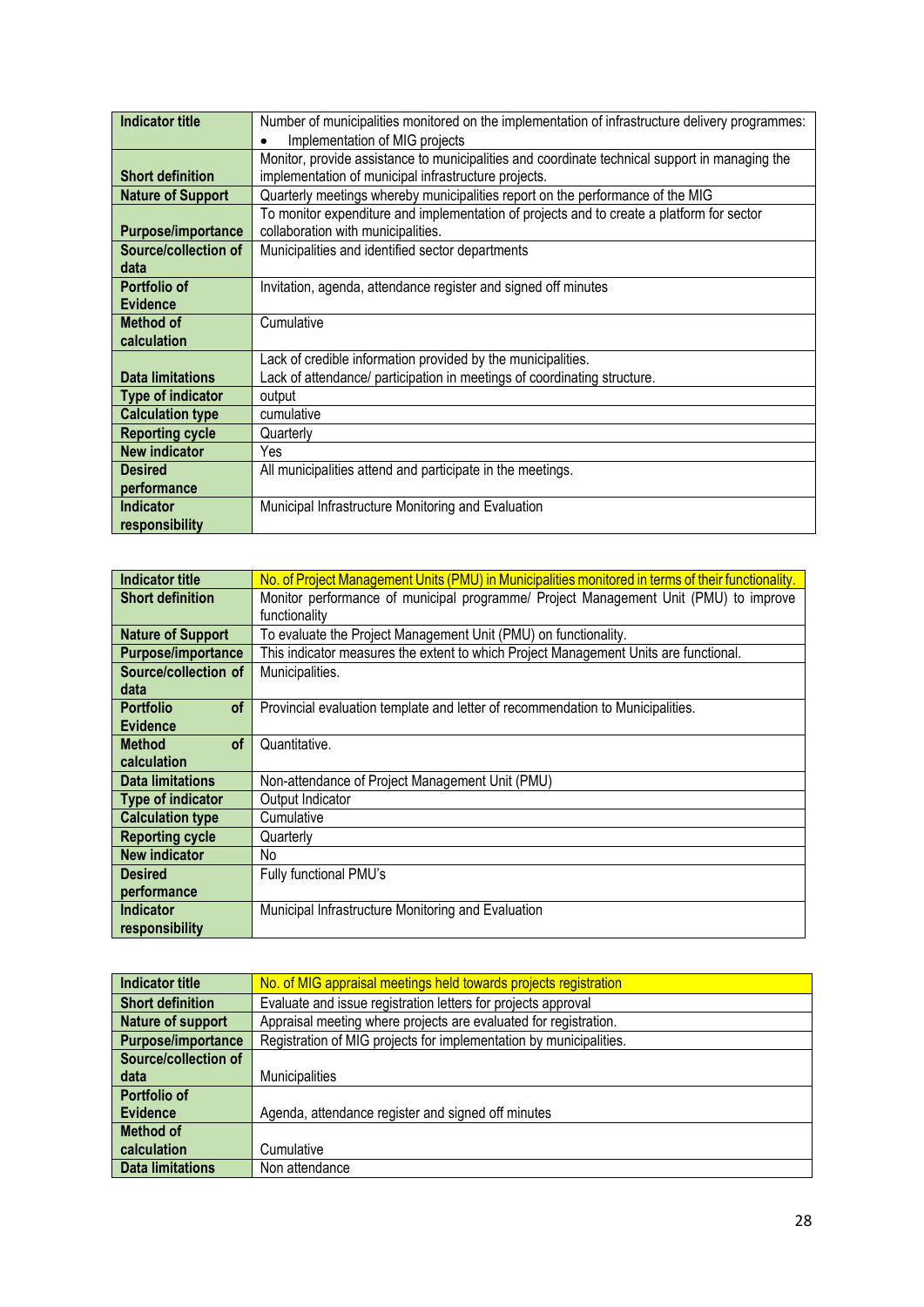| Indicator title | Number of municipalities monitored on the implementation of infrastructure delivery programmes:<br>• Implementation of MIG projects |
|---|---|
| Short definition | Monitor, provide assistance to municipalities and coordinate technical support in managing the implementation of municipal infrastructure projects. |
| Nature of Support | Quarterly meetings whereby municipalities report on the performance of the MIG |
| Purpose/importance | To monitor expenditure and implementation of projects and to create a platform for sector collaboration with municipalities. |
| Source/collection of data | Municipalities and identified sector departments |
| Portfolio of Evidence | Invitation, agenda, attendance register and signed off minutes |
| Method of calculation | Cumulative |
| Data limitations | Lack of credible information provided by the municipalities.<br>Lack of attendance/ participation in meetings of coordinating structure. |
| Type of indicator | output |
| Calculation type | cumulative |
| Reporting cycle | Quarterly |
| New indicator | Yes |
| Desired performance | All municipalities attend and participate in the meetings. |
| Indicator responsibility | Municipal Infrastructure Monitoring and Evaluation |

| Indicator title | No. of Project Management Units (PMU) in Municipalities monitored in terms of their functionality. |
|---|---|
| Short definition | Monitor performance of municipal programme/ Project Management Unit (PMU) to improve functionality |
| Nature of Support | To evaluate the Project Management Unit (PMU) on functionality. |
| Purpose/importance | This indicator measures the extent to which Project Management Units are functional. |
| Source/collection of data | Municipalities. |
| Portfolio of Evidence | Provincial evaluation template and letter of recommendation to Municipalities. |
| Method of calculation | Quantitative. |
| Data limitations | Non-attendance of Project Management Unit (PMU) |
| Type of indicator | Output Indicator |
| Calculation type | Cumulative |
| Reporting cycle | Quarterly |
| New indicator | No |
| Desired performance | Fully functional PMU's |
| Indicator responsibility | Municipal Infrastructure Monitoring and Evaluation |

| Indicator title | No. of MIG appraisal meetings held towards projects registration |
|---|---|
| Short definition | Evaluate and issue registration letters for projects approval |
| Nature of support | Appraisal meeting where projects are evaluated for registration. |
| Purpose/importance | Registration of MIG projects for implementation by municipalities. |
| Source/collection of data | Municipalities |
| Portfolio of Evidence | Agenda, attendance register and signed off minutes |
| Method of calculation | Cumulative |
| Data limitations | Non attendance |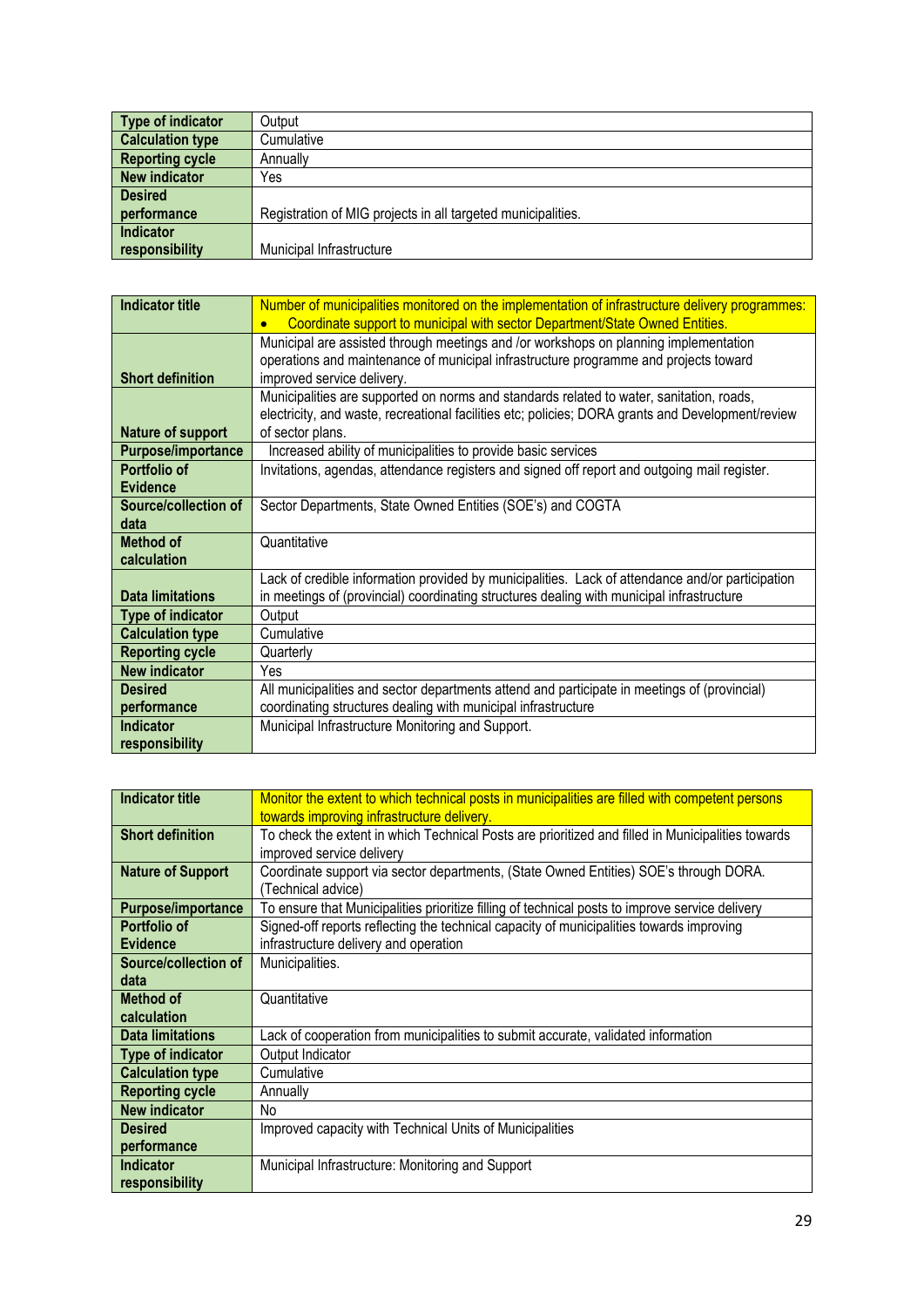| | |
|---|---|
| **Type of indicator** | Output |
| **Calculation type** | Cumulative |
| **Reporting cycle** | Annually |
| **New indicator** | Yes |
| **Desired performance** | Registration of MIG projects in all targeted municipalities. |
| **Indicator responsibility** | Municipal Infrastructure |

| | |
|---|---|
| **Indicator title** | Number of municipalities monitored on the implementation of infrastructure delivery programmes: • Coordinate support to municipal with sector Department/State Owned Entities. |
| **Short definition** | Municipal are assisted through meetings and /or workshops on planning implementation operations and maintenance of municipal infrastructure programme and projects toward improved service delivery. |
| **Nature of support** | Municipalities are supported on norms and standards related to water, sanitation, roads, electricity, and waste, recreational facilities etc; policies; DORA grants and Development/review of sector plans. |
| **Purpose/importance** | Increased ability of municipalities to provide basic services |
| **Portfolio of Evidence** | Invitations, agendas, attendance registers and signed off report and outgoing mail register. |
| **Source/collection of data** | Sector Departments, State Owned Entities (SOE's) and COGTA |
| **Method of calculation** | Quantitative |
| **Data limitations** | Lack of credible information provided by municipalities. Lack of attendance and/or participation in meetings of (provincial) coordinating structures dealing with municipal infrastructure |
| **Type of indicator** | Output |
| **Calculation type** | Cumulative |
| **Reporting cycle** | Quarterly |
| **New indicator** | Yes |
| **Desired performance** | All municipalities and sector departments attend and participate in meetings of (provincial) coordinating structures dealing with municipal infrastructure |
| **Indicator responsibility** | Municipal Infrastructure Monitoring and Support. |

| | |
|---|---|
| **Indicator title** | Monitor the extent to which technical posts in municipalities are filled with competent persons towards improving infrastructure delivery. |
| **Short definition** | To check the extent in which Technical Posts are prioritized and filled in Municipalities towards improved service delivery |
| **Nature of Support** | Coordinate support via sector departments, (State Owned Entities) SOE's through DORA. (Technical advice) |
| **Purpose/importance** | To ensure that Municipalities prioritize filling of technical posts to improve service delivery |
| **Portfolio of Evidence** | Signed-off reports reflecting the technical capacity of municipalities towards improving infrastructure delivery and operation |
| **Source/collection of data** | Municipalities. |
| **Method of calculation** | Quantitative |
| **Data limitations** | Lack of cooperation from municipalities to submit accurate, validated information |
| **Type of indicator** | Output Indicator |
| **Calculation type** | Cumulative |
| **Reporting cycle** | Annually |
| **New indicator** | No |
| **Desired performance** | Improved capacity with Technical Units of Municipalities |
| **Indicator responsibility** | Municipal Infrastructure: Monitoring and Support |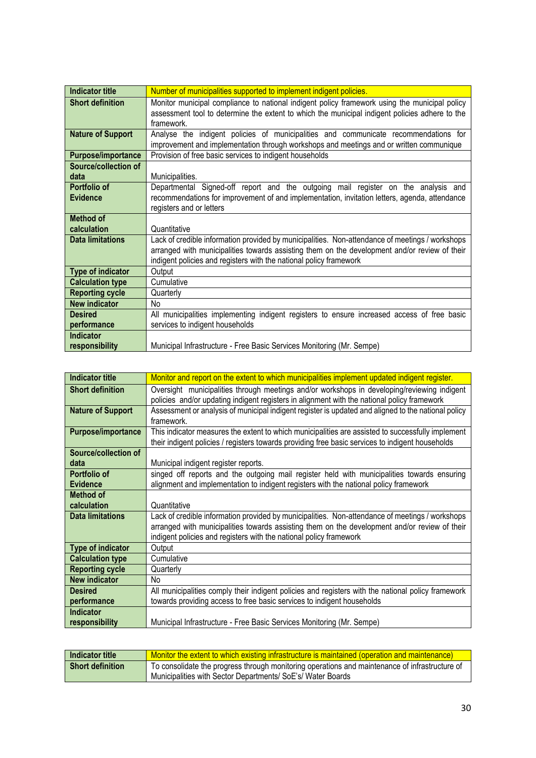| Indicator title | Number of municipalities supported to implement indigent policies. |
|---|---|
| Short definition | Monitor municipal compliance to national indigent policy framework using the municipal policy assessment tool to determine the extent to which the municipal indigent policies adhere to the framework. |
| Nature of Support | Analyse the indigent policies of municipalities and communicate recommendations for improvement and implementation through workshops and meetings and or written communique |
| Purpose/importance | Provision of free basic services to indigent households |
| Source/collection of data | Municipalities. |
| Portfolio of Evidence | Departmental Signed-off report and the outgoing mail register on the analysis and recommendations for improvement of and implementation, invitation letters, agenda, attendance registers and or letters |
| Method of calculation | Quantitative |
| Data limitations | Lack of credible information provided by municipalities. Non-attendance of meetings / workshops arranged with municipalities towards assisting them on the development and/or review of their indigent policies and registers with the national policy framework |
| Type of indicator | Output |
| Calculation type | Cumulative |
| Reporting cycle | Quarterly |
| New indicator | No |
| Desired performance | All municipalities implementing indigent registers to ensure increased access of free basic services to indigent households |
| Indicator responsibility | Municipal Infrastructure - Free Basic Services Monitoring (Mr. Sempe) |

| Indicator title | Monitor and report on the extent to which municipalities implement updated indigent register. |
|---|---|
| Short definition | Oversight municipalities through meetings and/or workshops in developing/reviewing indigent policies and/or updating indigent registers in alignment with the national policy framework |
| Nature of Support | Assessment or analysis of municipal indigent register is updated and aligned to the national policy framework. |
| Purpose/importance | This indicator measures the extent to which municipalities are assisted to successfully implement their indigent policies / registers towards providing free basic services to indigent households |
| Source/collection of data | Municipal indigent register reports. |
| Portfolio of Evidence | singed off reports and the outgoing mail register held with municipalities towards ensuring alignment and implementation to indigent registers with the national policy framework |
| Method of calculation | Quantitative |
| Data limitations | Lack of credible information provided by municipalities. Non-attendance of meetings / workshops arranged with municipalities towards assisting them on the development and/or review of their indigent policies and registers with the national policy framework |
| Type of indicator | Output |
| Calculation type | Cumulative |
| Reporting cycle | Quarterly |
| New indicator | No |
| Desired performance | All municipalities comply their indigent policies and registers with the national policy framework towards providing access to free basic services to indigent households |
| Indicator responsibility | Municipal Infrastructure - Free Basic Services Monitoring (Mr. Sempe) |

| Indicator title | Monitor the extent to which existing infrastructure is maintained (operation and maintenance) |
|---|---|
| Short definition | To consolidate the progress through monitoring operations and maintenance of infrastructure of Municipalities with Sector Departments/ SoE's/ Water Boards |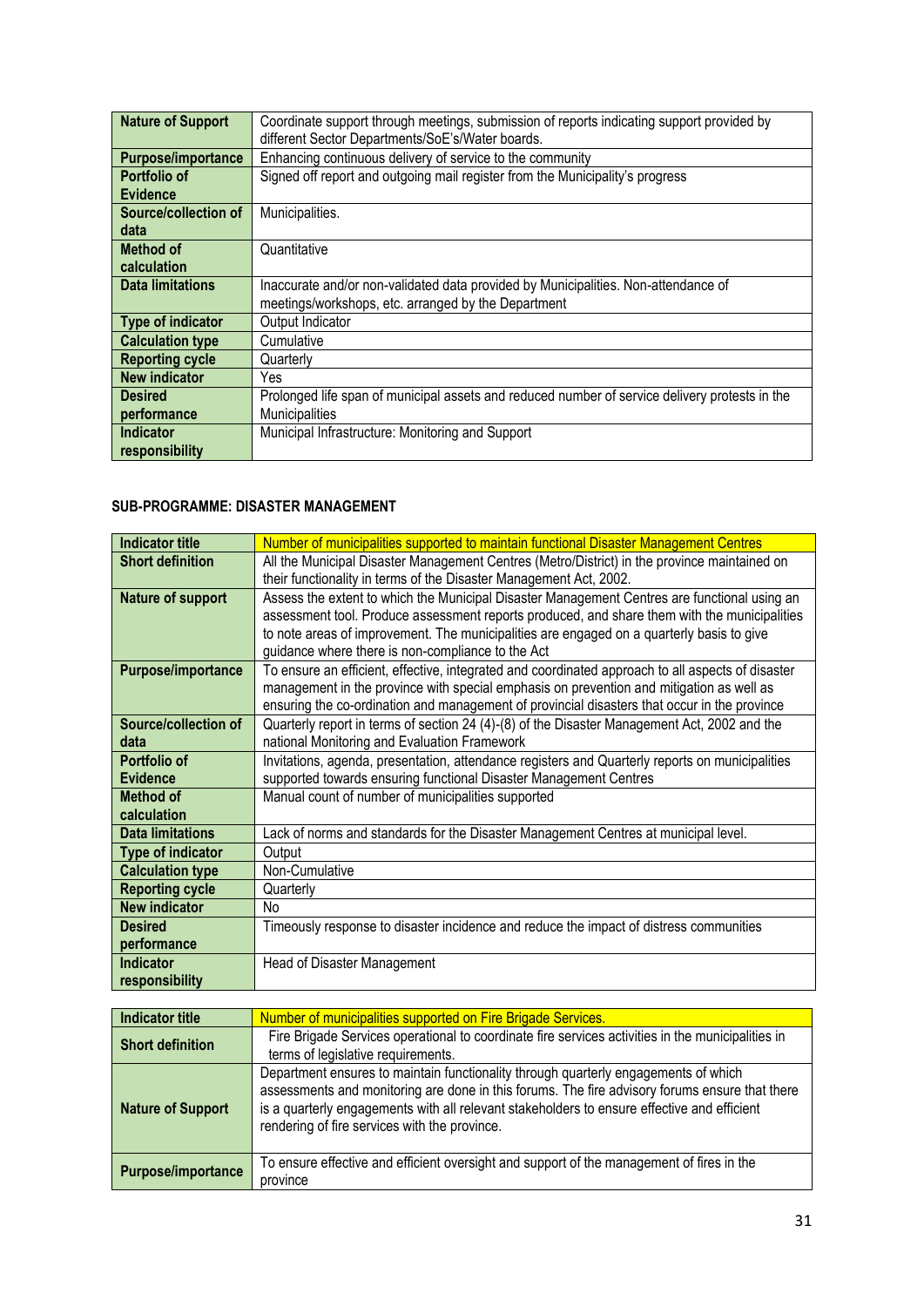| Nature of Support | Coordinate support through meetings, submission of reports indicating support provided by different Sector Departments/SoE's/Water boards. |
|---|---|
| Purpose/importance | Enhancing continuous delivery of service to the community |
| Portfolio of Evidence | Signed off report and outgoing mail register from the Municipality's progress |
| Source/collection of data | Municipalities. |
| Method of calculation | Quantitative |
| Data limitations | Inaccurate and/or non-validated data provided by Municipalities. Non-attendance of meetings/workshops, etc. arranged by the Department |
| Type of indicator | Output Indicator |
| Calculation type | Cumulative |
| Reporting cycle | Quarterly |
| New indicator | Yes |
| Desired performance | Prolonged life span of municipal assets and reduced number of service delivery protests in the Municipalities |
| Indicator responsibility | Municipal Infrastructure: Monitoring and Support |

**SUB-PROGRAMME: DISASTER MANAGEMENT**

| Indicator title | Number of municipalities supported to maintain functional Disaster Management Centres |
|---|---|
| Short definition | All the Municipal Disaster Management Centres (Metro/District) in the province maintained on their functionality in terms of the Disaster Management Act, 2002. |
| Nature of support | Assess the extent to which the Municipal Disaster Management Centres are functional using an assessment tool. Produce assessment reports produced, and share them with the municipalities to note areas of improvement. The municipalities are engaged on a quarterly basis to give guidance where there is non-compliance to the Act |
| Purpose/importance | To ensure an efficient, effective, integrated and coordinated approach to all aspects of disaster management in the province with special emphasis on prevention and mitigation as well as ensuring the co-ordination and management of provincial disasters that occur in the province |
| Source/collection of data | Quarterly report in terms of section 24 (4)-(8) of the Disaster Management Act, 2002 and the national Monitoring and Evaluation Framework |
| Portfolio of Evidence | Invitations, agenda, presentation, attendance registers and Quarterly reports on municipalities supported towards ensuring functional Disaster Management Centres |
| Method of calculation | Manual count of number of municipalities supported |
| Data limitations | Lack of norms and standards for the Disaster Management Centres at municipal level. |
| Type of indicator | Output |
| Calculation type | Non-Cumulative |
| Reporting cycle | Quarterly |
| New indicator | No |
| Desired performance | Timeously response to disaster incidence and reduce the impact of distress communities |
| Indicator responsibility | Head of Disaster Management |

| Indicator title | Number of municipalities supported on Fire Brigade Services. |
|---|---|
| Short definition | Fire Brigade Services operational to coordinate fire services activities in the municipalities in terms of legislative requirements. |
| Nature of Support | Department ensures to maintain functionality through quarterly engagements of which assessments and monitoring are done in this forums. The fire advisory forums ensure that there is a quarterly engagements with all relevant stakeholders to ensure effective and efficient rendering of fire services with the province. |
| Purpose/importance | To ensure effective and efficient oversight and support of the management of fires in the province |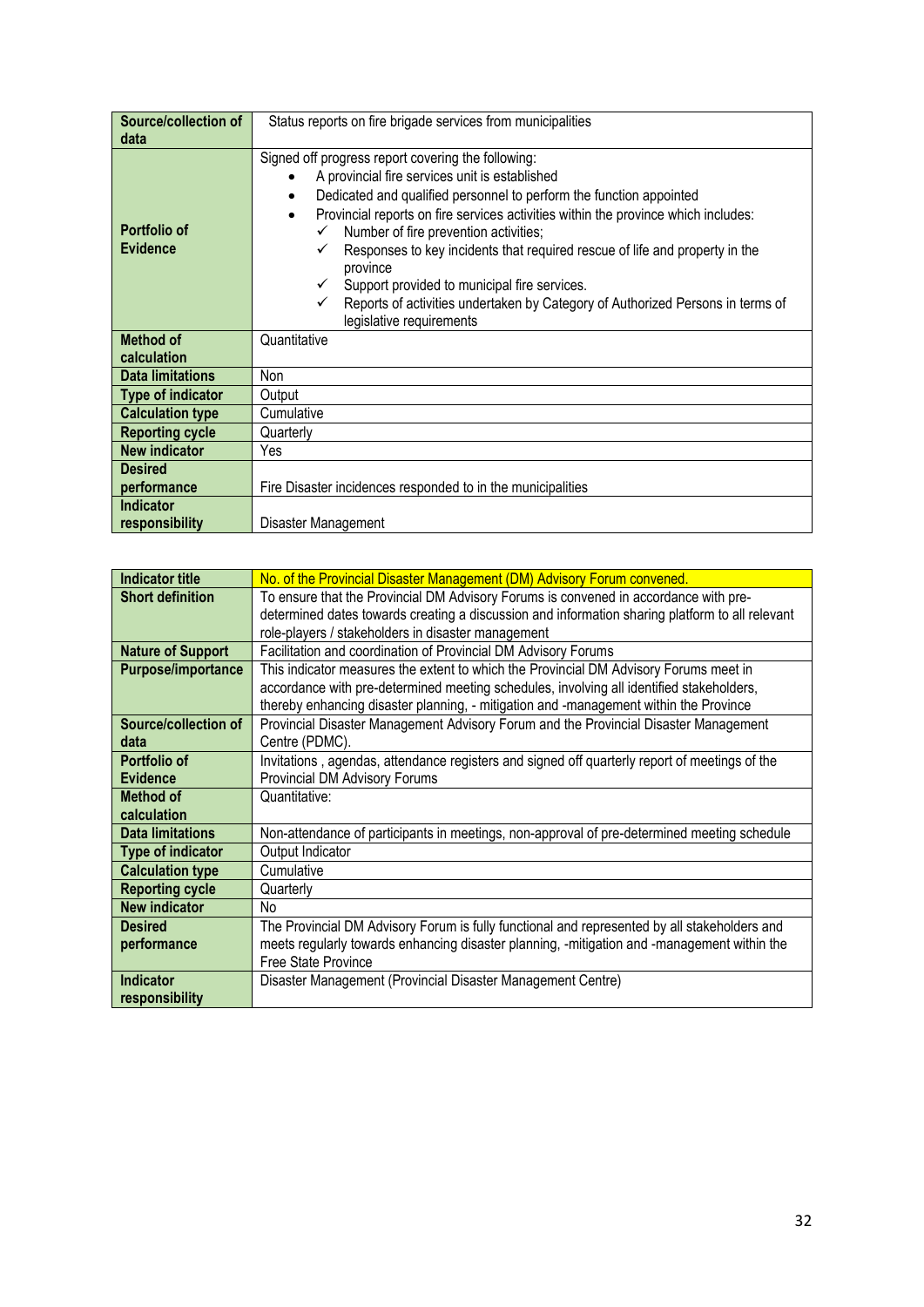| Source/collection of data | Status reports on fire brigade services from municipalities |
|---|---|
| Portfolio of Evidence | Signed off progress report covering the following:<br>• A provincial fire services unit is established<br>• Dedicated and qualified personnel to perform the function appointed<br>• Provincial reports on fire services activities within the province which includes:<br>✓ Number of fire prevention activities;<br>✓ Responses to key incidents that required rescue of life and property in the province<br>✓ Support provided to municipal fire services.<br>✓ Reports of activities undertaken by Category of Authorized Persons in terms of legislative requirements |
| Method of calculation | Quantitative |
| Data limitations | Non |
| Type of indicator | Output |
| Calculation type | Cumulative |
| Reporting cycle | Quarterly |
| New indicator | Yes |
| Desired performance | Fire Disaster incidences responded to in the municipalities |
| Indicator responsibility | Disaster Management |

| Indicator title | No. of the Provincial Disaster Management (DM) Advisory Forum convened. |
|---|---|
| Short definition | To ensure that the Provincial DM Advisory Forums is convened in accordance with pre-determined dates towards creating a discussion and information sharing platform to all relevant role-players / stakeholders in disaster management |
| Nature of Support | Facilitation and coordination of Provincial DM Advisory Forums |
| Purpose/importance | This indicator measures the extent to which the Provincial DM Advisory Forums meet in accordance with pre-determined meeting schedules, involving all identified stakeholders, thereby enhancing disaster planning, - mitigation and -management within the Province |
| Source/collection of data | Provincial Disaster Management Advisory Forum and the Provincial Disaster Management Centre (PDMC). |
| Portfolio of Evidence | Invitations , agendas, attendance registers and signed off quarterly report of meetings of the Provincial DM Advisory Forums |
| Method of calculation | Quantitative: |
| Data limitations | Non-attendance of participants in meetings, non-approval of pre-determined meeting schedule |
| Type of indicator | Output Indicator |
| Calculation type | Cumulative |
| Reporting cycle | Quarterly |
| New indicator | No |
| Desired performance | The Provincial DM Advisory Forum is fully functional and represented by all stakeholders and meets regularly towards enhancing disaster planning, -mitigation and -management within the Free State Province |
| Indicator responsibility | Disaster Management (Provincial Disaster Management Centre) |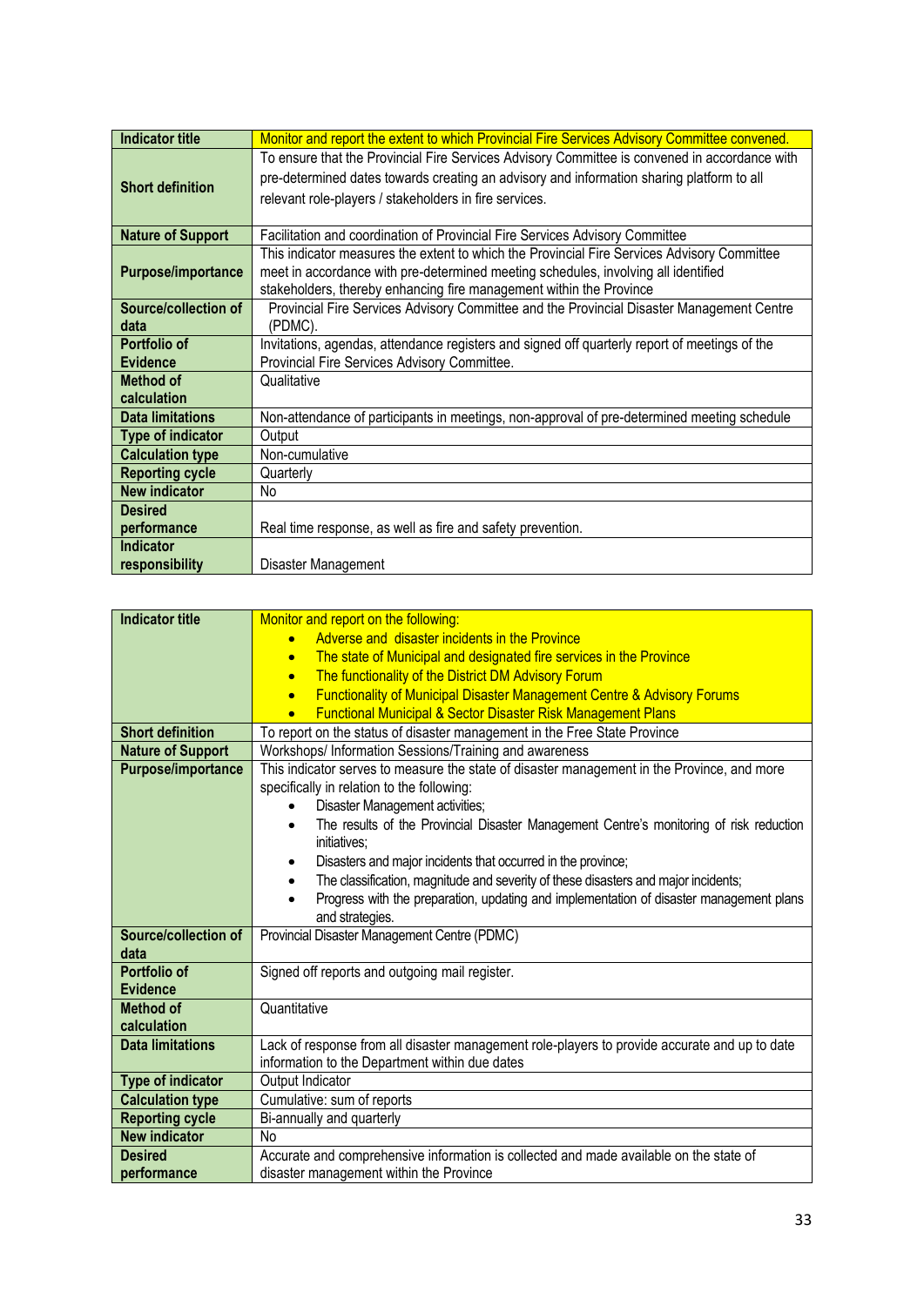| Indicator title | Monitor and report the extent to which Provincial Fire Services Advisory Committee convened. |
|---|---|
| Short definition | To ensure that the Provincial Fire Services Advisory Committee is convened in accordance with pre-determined dates towards creating an advisory and information sharing platform to all relevant role-players / stakeholders in fire services. |
| Nature of Support | Facilitation and coordination of Provincial Fire Services Advisory Committee |
| Purpose/importance | This indicator measures the extent to which the Provincial Fire Services Advisory Committee meet in accordance with pre-determined meeting schedules, involving all identified stakeholders, thereby enhancing fire management within the Province |
| Source/collection of data | Provincial Fire Services Advisory Committee and the Provincial Disaster Management Centre (PDMC). |
| Portfolio of Evidence | Invitations, agendas, attendance registers and signed off quarterly report of meetings of the Provincial Fire Services Advisory Committee. |
| Method of calculation | Qualitative |
| Data limitations | Non-attendance of participants in meetings, non-approval of pre-determined meeting schedule |
| Type of indicator | Output |
| Calculation type | Non-cumulative |
| Reporting cycle | Quarterly |
| New indicator | No |
| Desired performance | Real time response, as well as fire and safety prevention. |
| Indicator responsibility | Disaster Management |

| Indicator title | Monitor and report on the following:<br>• Adverse and disaster incidents in the Province<br>• The state of Municipal and designated fire services in the Province<br>• The functionality of the District DM Advisory Forum<br>• Functionality of Municipal Disaster Management Centre & Advisory Forums<br>• Functional Municipal & Sector Disaster Risk Management Plans |
|---|---|
| Short definition | To report on the status of disaster management in the Free State Province |
| Nature of Support | Workshops/ Information Sessions/Training and awareness |
| Purpose/importance | This indicator serves to measure the state of disaster management in the Province, and more specifically in relation to the following:<br>• Disaster Management activities;<br>• The results of the Provincial Disaster Management Centre's monitoring of risk reduction initiatives;<br>• Disasters and major incidents that occurred in the province;<br>• The classification, magnitude and severity of these disasters and major incidents;<br>• Progress with the preparation, updating and implementation of disaster management plans and strategies. |
| Source/collection of data | Provincial Disaster Management Centre (PDMC) |
| Portfolio of Evidence | Signed off reports and outgoing mail register. |
| Method of calculation | Quantitative |
| Data limitations | Lack of response from all disaster management role-players to provide accurate and up to date information to the Department within due dates |
| Type of indicator | Output Indicator |
| Calculation type | Cumulative: sum of reports |
| Reporting cycle | Bi-annually and quarterly |
| New indicator | No |
| Desired performance | Accurate and comprehensive information is collected and made available on the state of disaster management within the Province |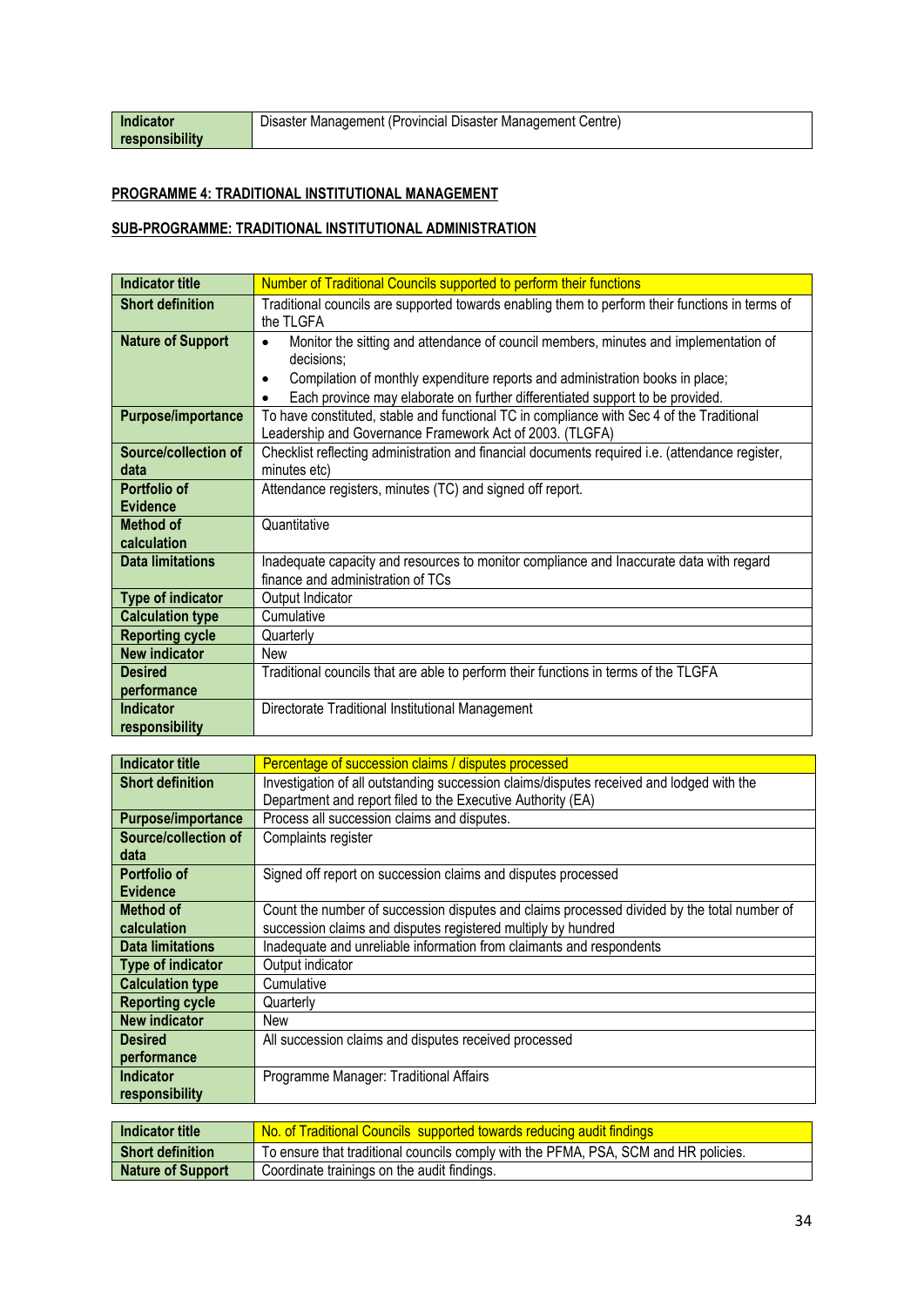| Indicator responsibility | Disaster Management (Provincial Disaster Management Centre) |
|---|---|

**PROGRAMME 4: TRADITIONAL INSTITUTIONAL MANAGEMENT**

**SUB-PROGRAMME: TRADITIONAL INSTITUTIONAL ADMINISTRATION**

| Indicator title | Number of Traditional Councils supported to perform their functions |
|---|---|
| Short definition | Traditional councils are supported towards enabling them to perform their functions in terms of the TLGFA |
| Nature of Support | • Monitor the sitting and attendance of council members, minutes and implementation of decisions; <br> • Compilation of monthly expenditure reports and administration books in place; <br> • Each province may elaborate on further differentiated support to be provided. |
| Purpose/importance | To have constituted, stable and functional TC in compliance with Sec 4 of the Traditional Leadership and Governance Framework Act of 2003. (TLGFA) |
| Source/collection of data | Checklist reflecting administration and financial documents required i.e. (attendance register, minutes etc) |
| Portfolio of Evidence | Attendance registers, minutes (TC) and signed off report. |
| Method of calculation | Quantitative |
| Data limitations | Inadequate capacity and resources to monitor compliance and Inaccurate data with regard finance and administration of TCs |
| Type of indicator | Output Indicator |
| Calculation type | Cumulative |
| Reporting cycle | Quarterly |
| New indicator | New |
| Desired performance | Traditional councils that are able to perform their functions in terms of the TLGFA |
| Indicator responsibility | Directorate Traditional Institutional Management |

| Indicator title | Percentage of succession claims / disputes processed |
|---|---|
| Short definition | Investigation of all outstanding succession claims/disputes received and lodged with the Department and report filed to the Executive Authority (EA) |
| Purpose/importance | Process all succession claims and disputes. |
| Source/collection of data | Complaints register |
| Portfolio of Evidence | Signed off report on succession claims and disputes processed |
| Method of calculation | Count the number of succession disputes and claims processed divided by the total number of succession claims and disputes registered multiply by hundred |
| Data limitations | Inadequate and unreliable information from claimants and respondents |
| Type of indicator | Output indicator |
| Calculation type | Cumulative |
| Reporting cycle | Quarterly |
| New indicator | New |
| Desired performance | All succession claims and disputes received processed |
| Indicator responsibility | Programme Manager: Traditional Affairs |

| Indicator title | No. of Traditional Councils supported towards reducing audit findings |
|---|---|
| Short definition | To ensure that traditional councils comply with the PFMA, PSA, SCM and HR policies. |
| Nature of Support | Coordinate trainings on the audit findings. |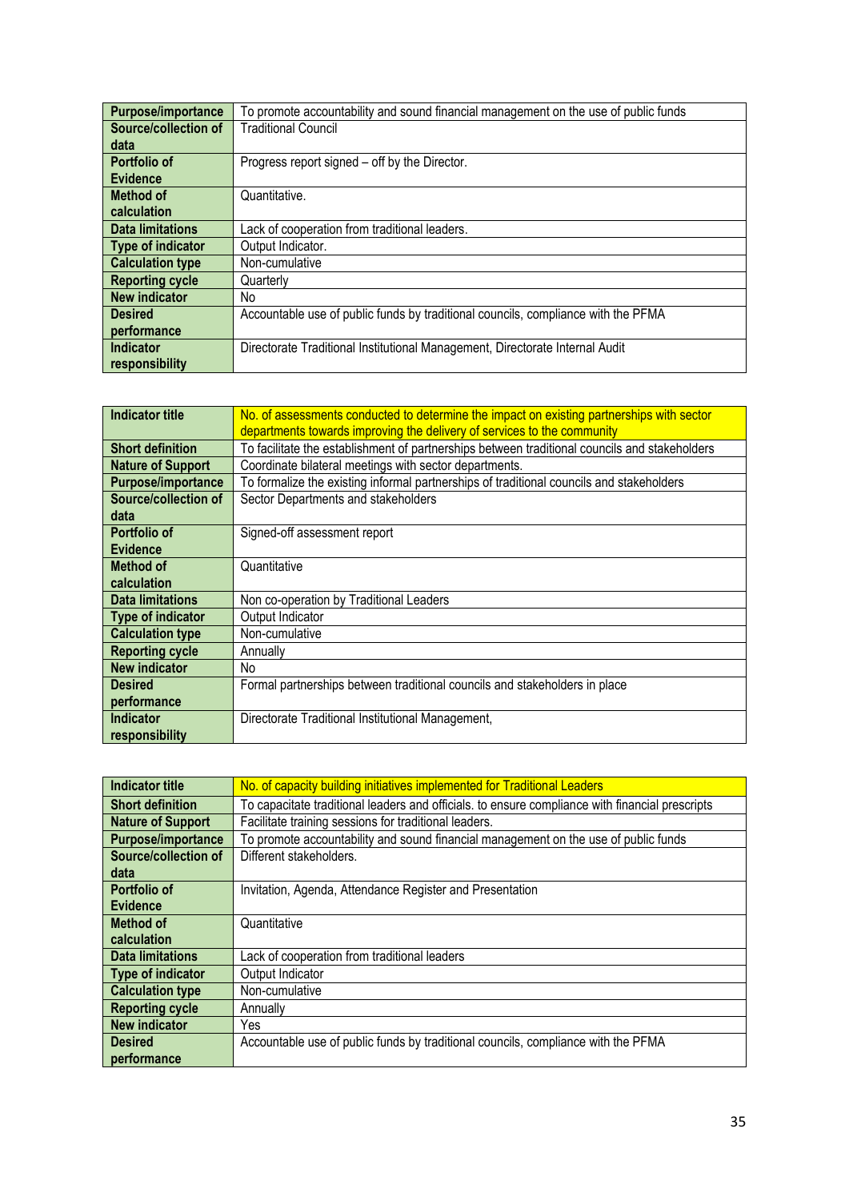| Purpose/importance | To promote accountability and sound financial management on the use of public funds |
|---|---|
| Source/collection of data | Traditional Council |
| Portfolio of Evidence | Progress report signed – off by the Director. |
| Method of calculation | Quantitative. |
| Data limitations | Lack of cooperation from traditional leaders. |
| Type of indicator | Output Indicator. |
| Calculation type | Non-cumulative |
| Reporting cycle | Quarterly |
| New indicator | No |
| Desired performance | Accountable use of public funds by traditional councils, compliance with the PFMA |
| Indicator responsibility | Directorate Traditional Institutional Management, Directorate Internal Audit |

| Indicator title | No. of assessments conducted to determine the impact on existing partnerships with sector departments towards improving the delivery of services to the community |
|---|---|
| Short definition | To facilitate the establishment of partnerships between traditional councils and stakeholders |
| Nature of Support | Coordinate bilateral meetings with sector departments. |
| Purpose/importance | To formalize the existing informal partnerships of traditional councils and stakeholders |
| Source/collection of data | Sector Departments and stakeholders |
| Portfolio of Evidence | Signed-off assessment report |
| Method of calculation | Quantitative |
| Data limitations | Non co-operation by Traditional Leaders |
| Type of indicator | Output Indicator |
| Calculation type | Non-cumulative |
| Reporting cycle | Annually |
| New indicator | No |
| Desired performance | Formal partnerships between traditional councils and stakeholders in place |
| Indicator responsibility | Directorate Traditional Institutional Management, |

| Indicator title | No. of capacity building initiatives implemented for Traditional Leaders |
|---|---|
| Short definition | To capacitate traditional leaders and officials. to ensure compliance with financial prescripts |
| Nature of Support | Facilitate training sessions for traditional leaders. |
| Purpose/importance | To promote accountability and sound financial management on the use of public funds |
| Source/collection of data | Different stakeholders. |
| Portfolio of Evidence | Invitation, Agenda, Attendance Register and Presentation |
| Method of calculation | Quantitative |
| Data limitations | Lack of cooperation from traditional leaders |
| Type of indicator | Output Indicator |
| Calculation type | Non-cumulative |
| Reporting cycle | Annually |
| New indicator | Yes |
| Desired performance | Accountable use of public funds by traditional councils, compliance with the PFMA |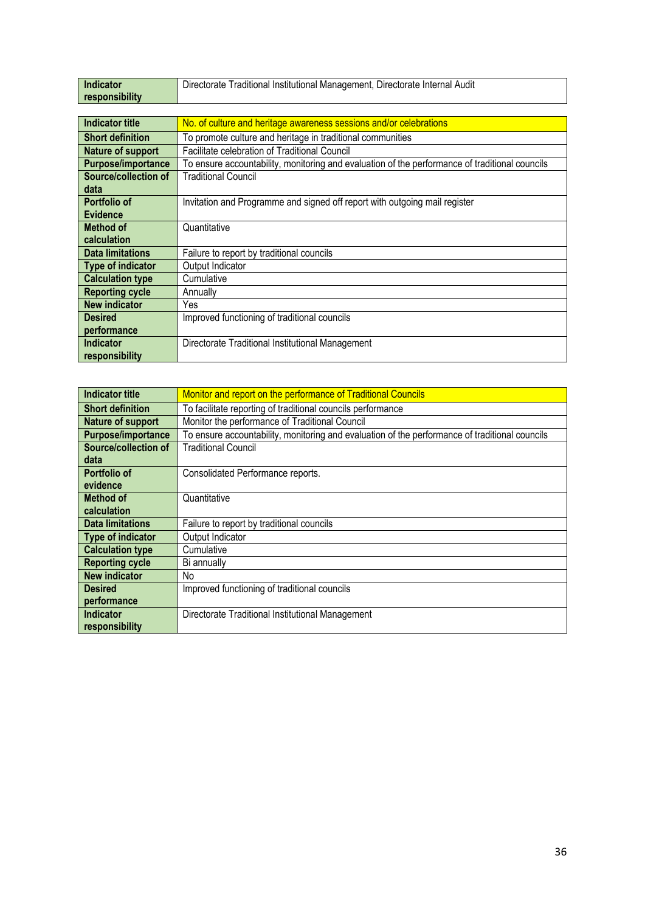| Indicator responsibility | Directorate Traditional Institutional Management, Directorate Internal Audit |
|---|---|

| Indicator title | No. of culture and heritage awareness sessions and/or celebrations |
|---|---|
| Short definition | To promote culture and heritage in traditional communities |
| Nature of support | Facilitate celebration of Traditional Council |
| Purpose/importance | To ensure accountability, monitoring and evaluation of the performance of traditional councils |
| Source/collection of data | Traditional Council |
| Portfolio of Evidence | Invitation and Programme and signed off report with outgoing mail register |
| Method of calculation | Quantitative |
| Data limitations | Failure to report by traditional councils |
| Type of indicator | Output Indicator |
| Calculation type | Cumulative |
| Reporting cycle | Annually |
| New indicator | Yes |
| Desired performance | Improved functioning of traditional councils |
| Indicator responsibility | Directorate Traditional Institutional Management |

| Indicator title | Monitor and report on the performance of Traditional Councils |
|---|---|
| Short definition | To facilitate reporting of traditional councils performance |
| Nature of support | Monitor the performance of Traditional Council |
| Purpose/importance | To ensure accountability, monitoring and evaluation of the performance of traditional councils |
| Source/collection of data | Traditional Council |
| Portfolio of evidence | Consolidated Performance reports. |
| Method of calculation | Quantitative |
| Data limitations | Failure to report by traditional councils |
| Type of indicator | Output Indicator |
| Calculation type | Cumulative |
| Reporting cycle | Bi annually |
| New indicator | No |
| Desired performance | Improved functioning of traditional councils |
| Indicator responsibility | Directorate Traditional Institutional Management |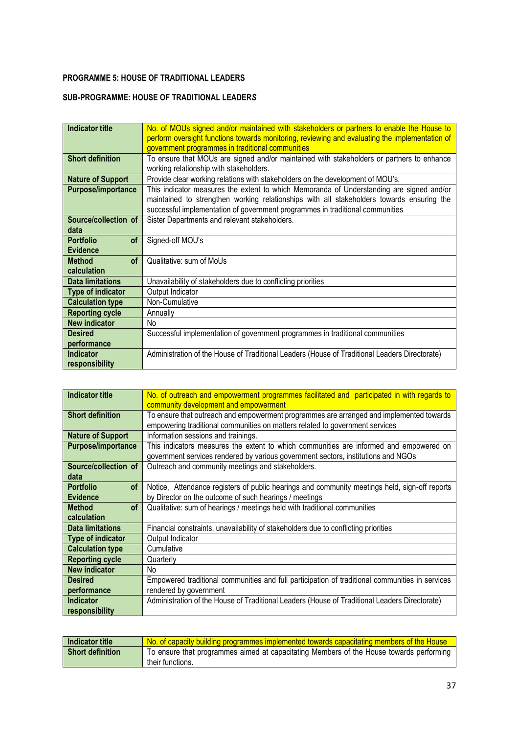**PROGRAMME 5: HOUSE OF TRADITIONAL LEADERS**

**SUB-PROGRAMME: HOUSE OF TRADITIONAL LEADERS**

| **Indicator title** | No. of MOUs signed and/or maintained with stakeholders or partners to enable the House to perform oversight functions towards monitoring, reviewing and evaluating the implementation of government programmes in traditional communities |
|---|---|
| **Short definition** | To ensure that MOUs are signed and/or maintained with stakeholders or partners to enhance working relationship with stakeholders. |
| **Nature of Support** | Provide clear working relations with stakeholders on the development of MOU's. |
| **Purpose/importance** | This indicator measures the extent to which Memoranda of Understanding are signed and/or maintained to strengthen working relationships with all stakeholders towards ensuring the successful implementation of government programmes in traditional communities |
| **Source/collection of data** | Sister Departments and relevant stakeholders. |
| **Portfolio of Evidence** | Signed-off MOU's |
| **Method of calculation** | Qualitative: sum of MoUs |
| **Data limitations** | Unavailability of stakeholders due to conflicting priorities |
| **Type of indicator** | Output Indicator |
| **Calculation type** | Non-Cumulative |
| **Reporting cycle** | Annually |
| **New indicator** | No |
| **Desired performance** | Successful implementation of government programmes in traditional communities |
| **Indicator responsibility** | Administration of the House of Traditional Leaders (House of Traditional Leaders Directorate) |

| **Indicator title** | No. of outreach and empowerment programmes facilitated and participated in with regards to community development and empowerment |
|---|---|
| **Short definition** | To ensure that outreach and empowerment programmes are arranged and implemented towards empowering traditional communities on matters related to government services |
| **Nature of Support** | Information sessions and trainings. |
| **Purpose/importance** | This indicators measures the extent to which communities are informed and empowered on government services rendered by various government sectors, institutions and NGOs |
| **Source/collection of data** | Outreach and community meetings and stakeholders. |
| **Portfolio of Evidence** | Notice, Attendance registers of public hearings and community meetings held, sign-off reports by Director on the outcome of such hearings / meetings |
| **Method of calculation** | Qualitative: sum of hearings / meetings held with traditional communities |
| **Data limitations** | Financial constraints, unavailability of stakeholders due to conflicting priorities |
| **Type of indicator** | Output Indicator |
| **Calculation type** | Cumulative |
| **Reporting cycle** | Quarterly |
| **New indicator** | No |
| **Desired performance** | Empowered traditional communities and full participation of traditional communities in services rendered by government |
| **Indicator responsibility** | Administration of the House of Traditional Leaders (House of Traditional Leaders Directorate) |

| **Indicator title** | No. of capacity building programmes implemented towards capacitating members of the House |
|---|---|
| **Short definition** | To ensure that programmes aimed at capacitating Members of the House towards performing their functions. |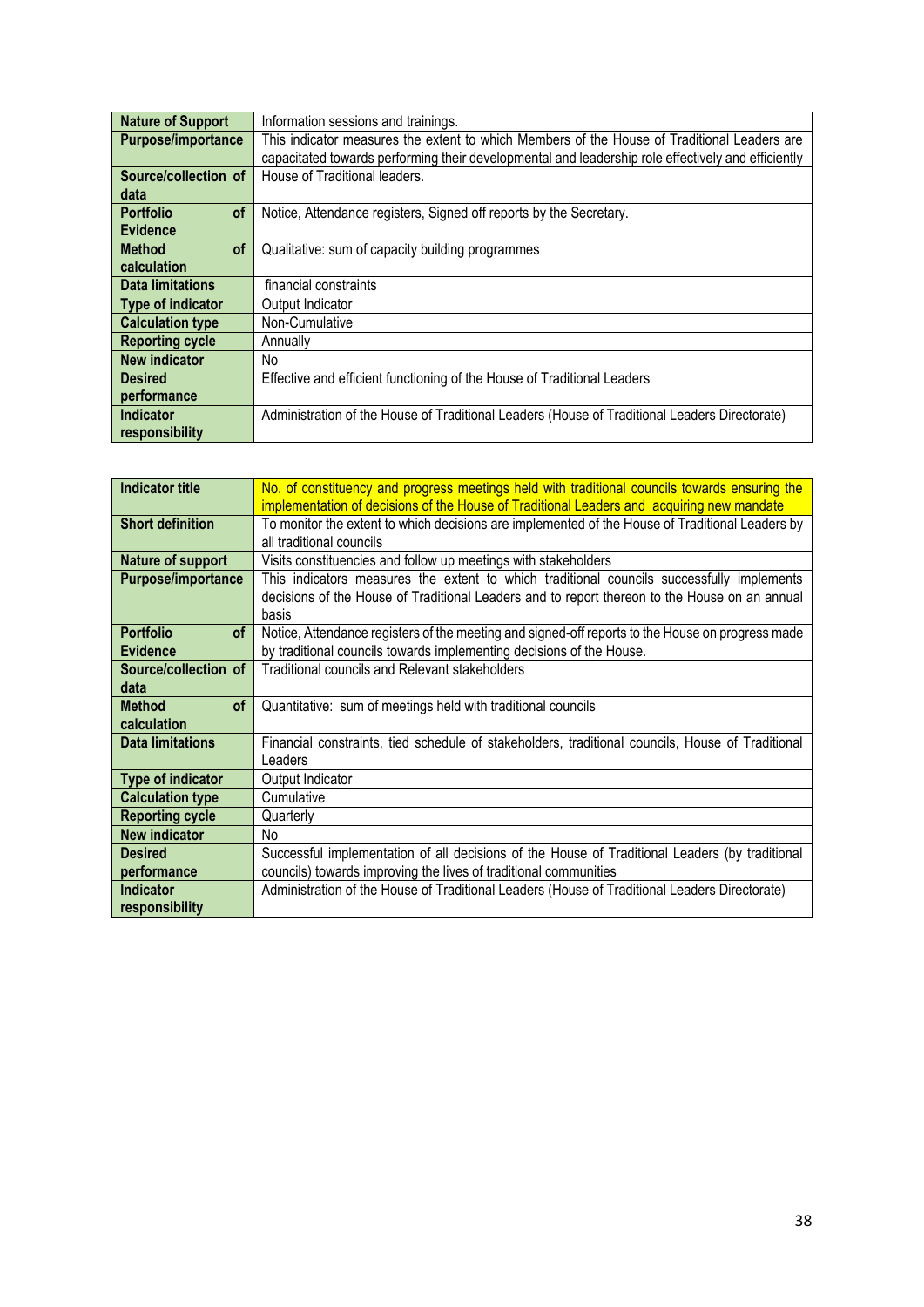| | |
|---|---|
| **Nature of Support** | Information sessions and trainings. |
| **Purpose/importance** | This indicator measures the extent to which Members of the House of Traditional Leaders are capacitated towards performing their developmental and leadership role effectively and efficiently |
| **Source/collection of data** | House of Traditional leaders. |
| **Portfolio of Evidence** | Notice, Attendance registers, Signed off reports by the Secretary. |
| **Method of calculation** | Qualitative: sum of capacity building programmes |
| **Data limitations** | financial constraints |
| **Type of indicator** | Output Indicator |
| **Calculation type** | Non-Cumulative |
| **Reporting cycle** | Annually |
| **New indicator** | No |
| **Desired performance** | Effective and efficient functioning of the House of Traditional Leaders |
| **Indicator responsibility** | Administration of the House of Traditional Leaders (House of Traditional Leaders Directorate) |

| | |
|---|---|
| **Indicator title** | No. of constituency and progress meetings held with traditional councils towards ensuring the implementation of decisions of the House of Traditional Leaders and acquiring new mandate |
| **Short definition** | To monitor the extent to which decisions are implemented of the House of Traditional Leaders by all traditional councils |
| **Nature of support** | Visits constituencies and follow up meetings with stakeholders |
| **Purpose/importance** | This indicators measures the extent to which traditional councils successfully implements decisions of the House of Traditional Leaders and to report thereon to the House on an annual basis |
| **Portfolio of Evidence** | Notice, Attendance registers of the meeting and signed-off reports to the House on progress made by traditional councils towards implementing decisions of the House. |
| **Source/collection of data** | Traditional councils and Relevant stakeholders |
| **Method of calculation** | Quantitative: sum of meetings held with traditional councils |
| **Data limitations** | Financial constraints, tied schedule of stakeholders, traditional councils, House of Traditional Leaders |
| **Type of indicator** | Output Indicator |
| **Calculation type** | Cumulative |
| **Reporting cycle** | Quarterly |
| **New indicator** | No |
| **Desired performance** | Successful implementation of all decisions of the House of Traditional Leaders (by traditional councils) towards improving the lives of traditional communities |
| **Indicator responsibility** | Administration of the House of Traditional Leaders (House of Traditional Leaders Directorate) |